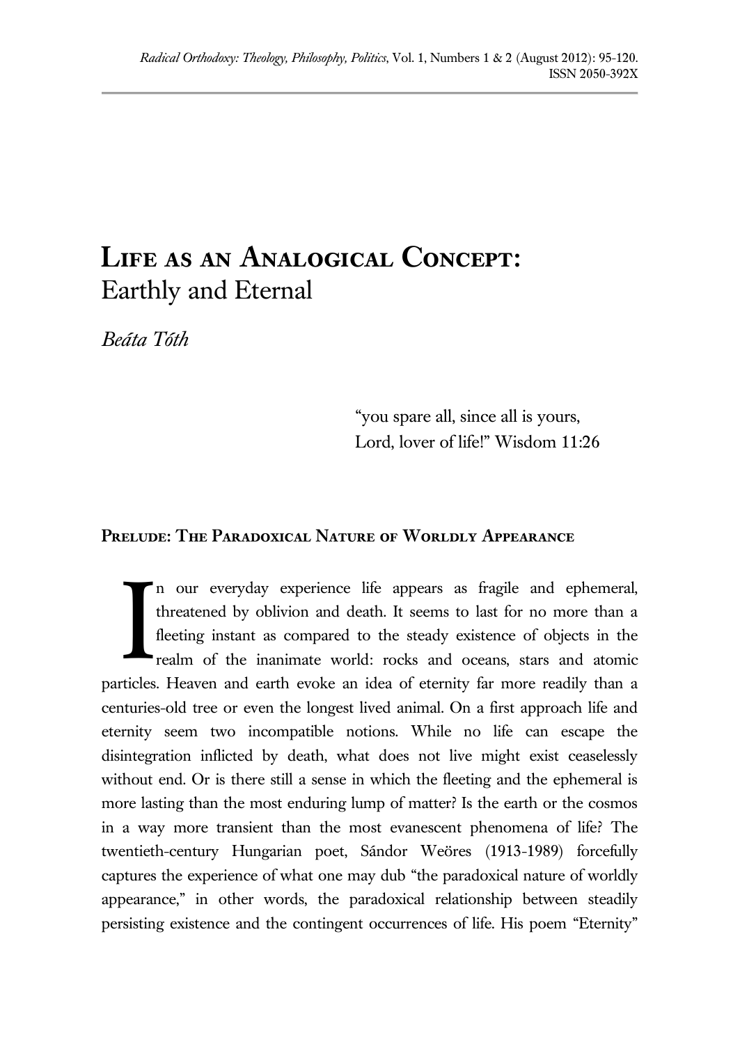# Life as an Analogical Concept:
Earthly and Eternal

*Beáta Tóth*

> "you spare all, since all is yours,
> Lord, lover of life!" Wisdom 11:26

## Prelude: The Paradoxical Nature of Worldly Appearance

In our everyday experience life appears as fragile and ephemeral, threatened by oblivion and death. It seems to last for no more than a fleeting instant as compared to the steady existence of objects in the realm of the inanimate world: rocks and oceans, stars and atomic particles. Heaven and earth evoke an idea of eternity far more readily than a centuries-old tree or even the longest lived animal. On a first approach life and eternity seem two incompatible notions. While no life can escape the disintegration inflicted by death, what does not live might exist ceaselessly without end. Or is there still a sense in which the fleeting and the ephemeral is more lasting than the most enduring lump of matter? Is the earth or the cosmos in a way more transient than the most evanescent phenomena of life? The twentieth-century Hungarian poet, Sándor Weöres (1913-1989) forcefully captures the experience of what one may dub "the paradoxical nature of worldly appearance," in other words, the paradoxical relationship between steadily persisting existence and the contingent occurrences of life. His poem "Eternity"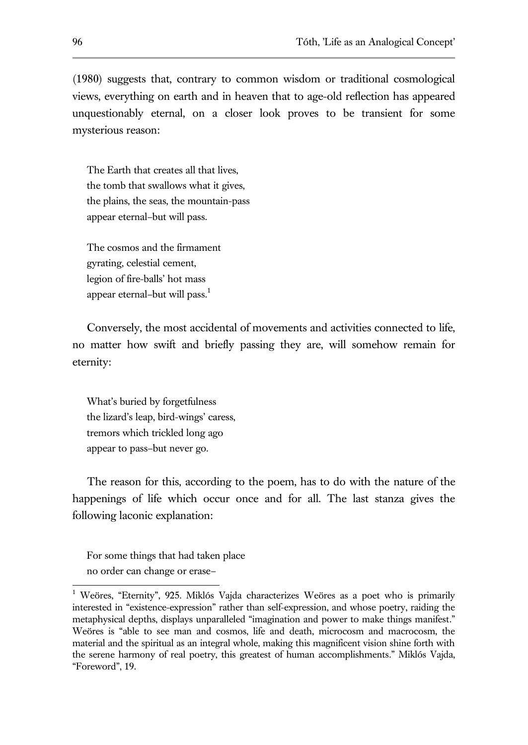(1980) suggests that, contrary to common wisdom or traditional cosmological views, everything on earth and in heaven that to age-old reflection has appeared unquestionably eternal, on a closer look proves to be transient for some mysterious reason:

> The Earth that creates all that lives,  
> the tomb that swallows what it gives,  
> the plains, the seas, the mountain-pass  
> appear eternal–but will pass.
>
> The cosmos and the firmament  
> gyrating, celestial cement,  
> legion of fire-balls' hot mass  
> appear eternal–but will pass.[1]

Conversely, the most accidental of movements and activities connected to life, no matter how swift and briefly passing they are, will somehow remain for eternity:

> What's buried by forgetfulness  
> the lizard's leap, bird-wings' caress,  
> tremors which trickled long ago  
> appear to pass–but never go.

The reason for this, according to the poem, has to do with the nature of the happenings of life which occur once and for all. The last stanza gives the following laconic explanation:

> For some things that had taken place  
> no order can change or erase–

[1] Weöres, "Eternity", 925. Miklós Vajda characterizes Weöres as a poet who is primarily interested in "existence-expression" rather than self-expression, and whose poetry, raiding the metaphysical depths, displays unparalleled "imagination and power to make things manifest." Weöres is "able to see man and cosmos, life and death, microcosm and macrocosm, the material and the spiritual as an integral whole, making this magnificent vision shine forth with the serene harmony of real poetry, this greatest of human accomplishments." Miklós Vajda, "Foreword", 19.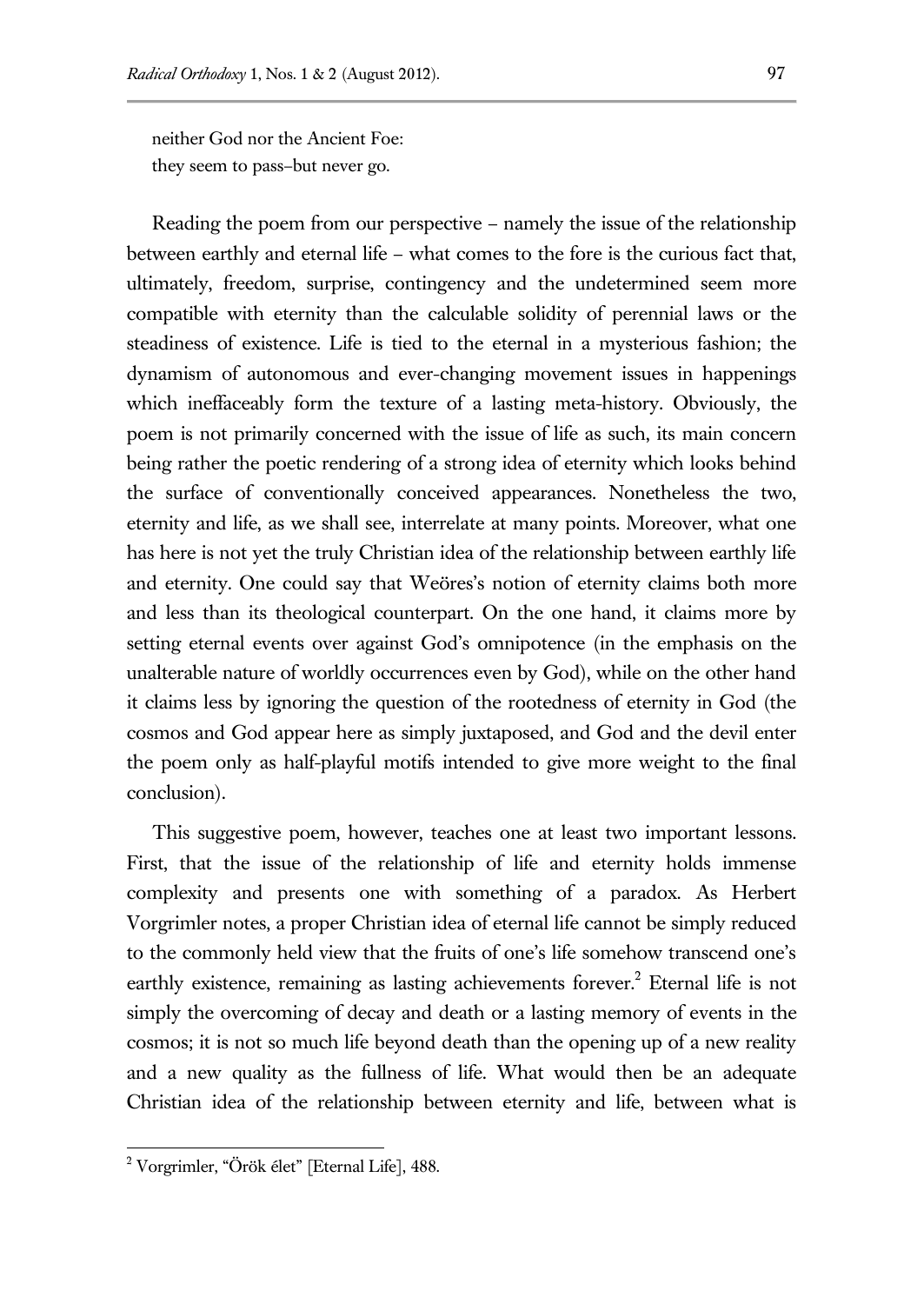neither God nor the Ancient Foe:  
they seem to pass–but never go.

Reading the poem from our perspective – namely the issue of the relationship between earthly and eternal life – what comes to the fore is the curious fact that, ultimately, freedom, surprise, contingency and the undetermined seem more compatible with eternity than the calculable solidity of perennial laws or the steadiness of existence. Life is tied to the eternal in a mysterious fashion; the dynamism of autonomous and ever-changing movement issues in happenings which ineffaceably form the texture of a lasting meta-history. Obviously, the poem is not primarily concerned with the issue of life as such, its main concern being rather the poetic rendering of a strong idea of eternity which looks behind the surface of conventionally conceived appearances. Nonetheless the two, eternity and life, as we shall see, interrelate at many points. Moreover, what one has here is not yet the truly Christian idea of the relationship between earthly life and eternity. One could say that Weöres's notion of eternity claims both more and less than its theological counterpart. On the one hand, it claims more by setting eternal events over against God's omnipotence (in the emphasis on the unalterable nature of worldly occurrences even by God), while on the other hand it claims less by ignoring the question of the rootedness of eternity in God (the cosmos and God appear here as simply juxtaposed, and God and the devil enter the poem only as half-playful motifs intended to give more weight to the final conclusion).

This suggestive poem, however, teaches one at least two important lessons. First, that the issue of the relationship of life and eternity holds immense complexity and presents one with something of a paradox. As Herbert Vorgrimler notes, a proper Christian idea of eternal life cannot be simply reduced to the commonly held view that the fruits of one's life somehow transcend one's earthly existence, remaining as lasting achievements forever.[2] Eternal life is not simply the overcoming of decay and death or a lasting memory of events in the cosmos; it is not so much life beyond death than the opening up of a new reality and a new quality as the fullness of life. What would then be an adequate Christian idea of the relationship between eternity and life, between what is

[2] Vorgrimler, "Örök élet" [Eternal Life], 488.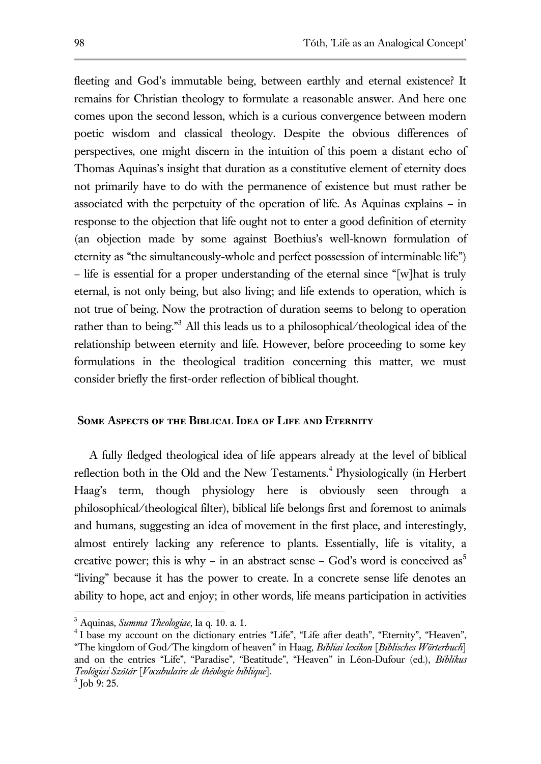fleeting and God's immutable being, between earthly and eternal existence? It remains for Christian theology to formulate a reasonable answer. And here one comes upon the second lesson, which is a curious convergence between modern poetic wisdom and classical theology. Despite the obvious differences of perspectives, one might discern in the intuition of this poem a distant echo of Thomas Aquinas's insight that duration as a constitutive element of eternity does not primarily have to do with the permanence of existence but must rather be associated with the perpetuity of the operation of life. As Aquinas explains – in response to the objection that life ought not to enter a good definition of eternity (an objection made by some against Boethius's well-known formulation of eternity as "the simultaneously-whole and perfect possession of interminable life") – life is essential for a proper understanding of the eternal since "[w]hat is truly eternal, is not only being, but also living; and life extends to operation, which is not true of being. Now the protraction of duration seems to belong to operation rather than to being."[3] All this leads us to a philosophical/theological idea of the relationship between eternity and life. However, before proceeding to some key formulations in the theological tradition concerning this matter, we must consider briefly the first-order reflection of biblical thought.

## Some Aspects of the Biblical Idea of Life and Eternity

A fully fledged theological idea of life appears already at the level of biblical reflection both in the Old and the New Testaments.[4] Physiologically (in Herbert Haag's term, though physiology here is obviously seen through a philosophical/theological filter), biblical life belongs first and foremost to animals and humans, suggesting an idea of movement in the first place, and interestingly, almost entirely lacking any reference to plants. Essentially, life is vitality, a creative power; this is why – in an abstract sense – God's word is conceived as[5] "living" because it has the power to create. In a concrete sense life denotes an ability to hope, act and enjoy; in other words, life means participation in activities

---

[3] Aquinas, *Summa Theologiae*, Ia q. 10. a. 1.

[4] I base my account on the dictionary entries "Life", "Life after death", "Eternity", "Heaven", "The kingdom of God/The kingdom of heaven" in Haag, *Bibliai lexikon* [*Biblisches Wörterbuch*] and on the entries "Life", "Paradise", "Beatitude", "Heaven" in Léon-Dufour (ed.), *Biblikus Teológiai Szótár* [*Vocabulaire de théologie biblique*].

[5] Job 9: 25.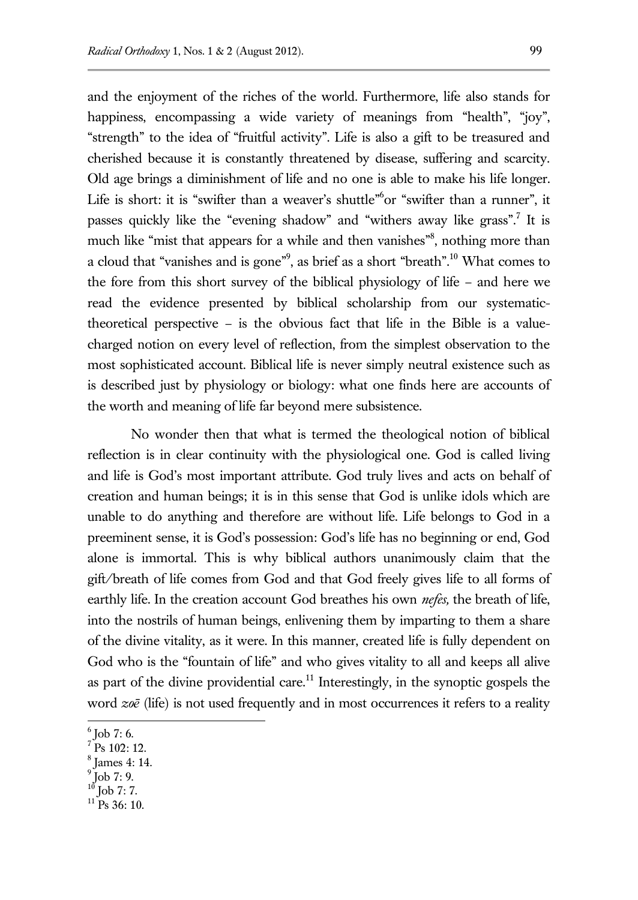and the enjoyment of the riches of the world. Furthermore, life also stands for happiness, encompassing a wide variety of meanings from "health", "joy", "strength" to the idea of "fruitful activity". Life is also a gift to be treasured and cherished because it is constantly threatened by disease, suffering and scarcity. Old age brings a diminishment of life and no one is able to make his life longer. Life is short: it is "swifter than a weaver's shuttle"[6]or "swifter than a runner", it passes quickly like the "evening shadow" and "withers away like grass".[7] It is much like "mist that appears for a while and then vanishes"[8], nothing more than a cloud that "vanishes and is gone"[9], as brief as a short "breath".[10] What comes to the fore from this short survey of the biblical physiology of life – and here we read the evidence presented by biblical scholarship from our systematic-theoretical perspective – is the obvious fact that life in the Bible is a value-charged notion on every level of reflection, from the simplest observation to the most sophisticated account. Biblical life is never simply neutral existence such as is described just by physiology or biology: what one finds here are accounts of the worth and meaning of life far beyond mere subsistence.

No wonder then that what is termed the theological notion of biblical reflection is in clear continuity with the physiological one. God is called living and life is God's most important attribute. God truly lives and acts on behalf of creation and human beings; it is in this sense that God is unlike idols which are unable to do anything and therefore are without life. Life belongs to God in a preeminent sense, it is God's possession: God's life has no beginning or end, God alone is immortal. This is why biblical authors unanimously claim that the gift/breath of life comes from God and that God freely gives life to all forms of earthly life. In the creation account God breathes his own *nefes,* the breath of life, into the nostrils of human beings, enlivening them by imparting to them a share of the divine vitality, as it were. In this manner, created life is fully dependent on God who is the "fountain of life" and who gives vitality to all and keeps all alive as part of the divine providential care.[11] Interestingly, in the synoptic gospels the word *zoē* (life) is not used frequently and in most occurrences it refers to a reality

---

[6] Job 7: 6.

[7] Ps 102: 12.

[8] James 4: 14.

[9] Job 7: 9.

[10] Job 7: 7.

[11] Ps 36: 10.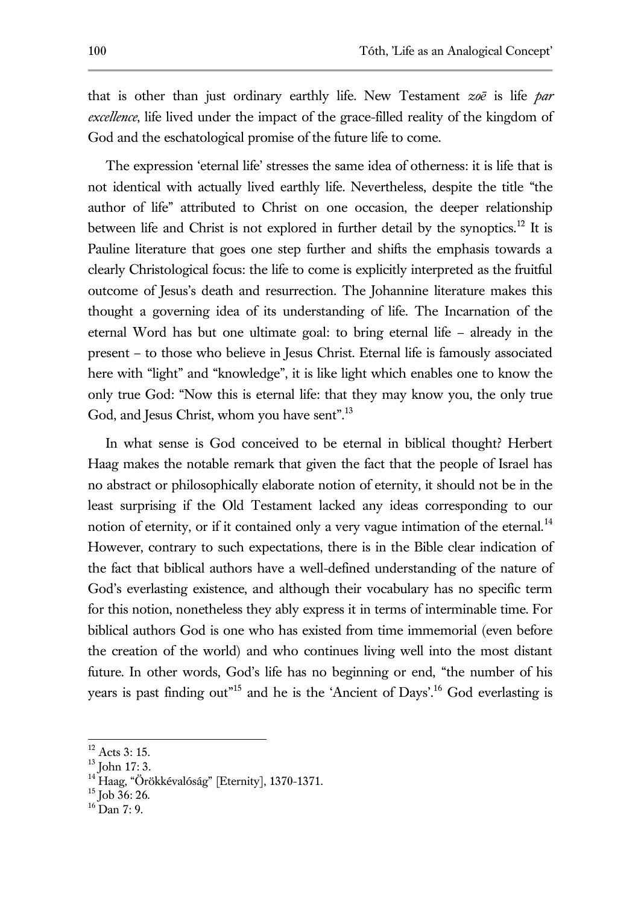that is other than just ordinary earthly life. New Testament *zoē* is life *par excellence*, life lived under the impact of the grace-filled reality of the kingdom of God and the eschatological promise of the future life to come.

The expression 'eternal life' stresses the same idea of otherness: it is life that is not identical with actually lived earthly life. Nevertheless, despite the title "the author of life" attributed to Christ on one occasion, the deeper relationship between life and Christ is not explored in further detail by the synoptics.[12] It is Pauline literature that goes one step further and shifts the emphasis towards a clearly Christological focus: the life to come is explicitly interpreted as the fruitful outcome of Jesus's death and resurrection. The Johannine literature makes this thought a governing idea of its understanding of life. The Incarnation of the eternal Word has but one ultimate goal: to bring eternal life – already in the present – to those who believe in Jesus Christ. Eternal life is famously associated here with "light" and "knowledge", it is like light which enables one to know the only true God: "Now this is eternal life: that they may know you, the only true God, and Jesus Christ, whom you have sent".[13]

In what sense is God conceived to be eternal in biblical thought? Herbert Haag makes the notable remark that given the fact that the people of Israel has no abstract or philosophically elaborate notion of eternity, it should not be in the least surprising if the Old Testament lacked any ideas corresponding to our notion of eternity, or if it contained only a very vague intimation of the eternal.[14] However, contrary to such expectations, there is in the Bible clear indication of the fact that biblical authors have a well-defined understanding of the nature of God's everlasting existence, and although their vocabulary has no specific term for this notion, nonetheless they ably express it in terms of interminable time. For biblical authors God is one who has existed from time immemorial (even before the creation of the world) and who continues living well into the most distant future. In other words, God's life has no beginning or end, "the number of his years is past finding out"[15] and he is the 'Ancient of Days'.[16] God everlasting is

---

[12] Acts 3: 15.

[13] John 17: 3.

[14] Haag, "Örökkévalóság" [Eternity], 1370-1371.

[15] Job 36: 26.

[16] Dan 7: 9.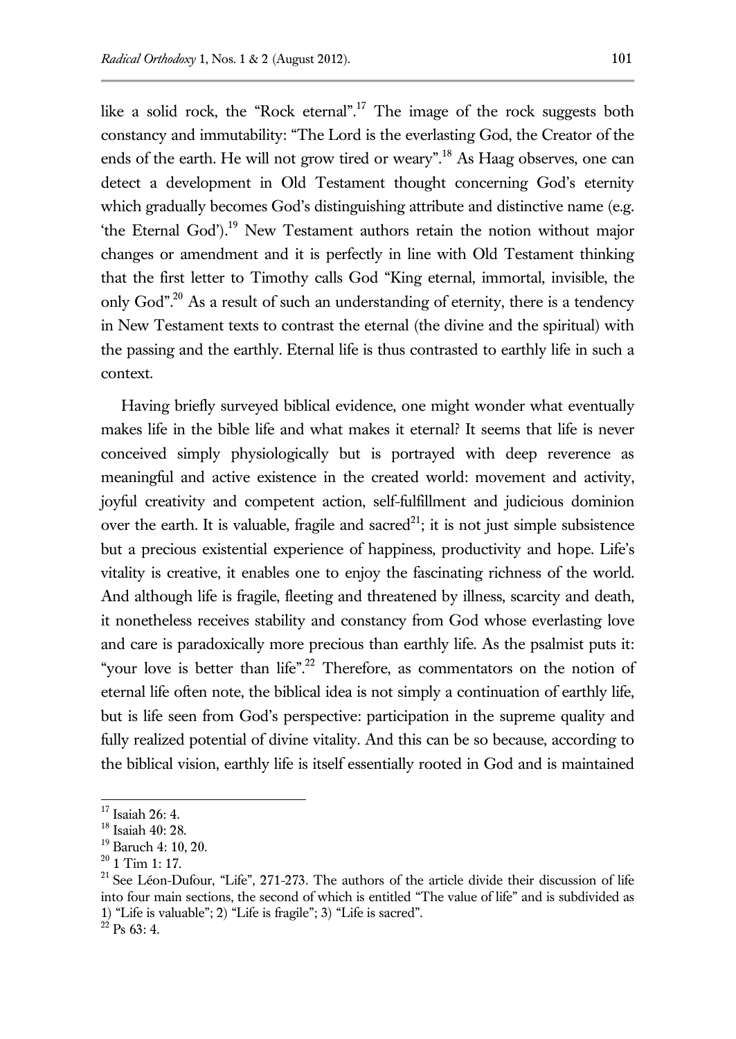like a solid rock, the "Rock eternal".[17] The image of the rock suggests both constancy and immutability: "The Lord is the everlasting God, the Creator of the ends of the earth. He will not grow tired or weary".[18] As Haag observes, one can detect a development in Old Testament thought concerning God's eternity which gradually becomes God's distinguishing attribute and distinctive name (e.g. 'the Eternal God').[19] New Testament authors retain the notion without major changes or amendment and it is perfectly in line with Old Testament thinking that the first letter to Timothy calls God "King eternal, immortal, invisible, the only God".[20] As a result of such an understanding of eternity, there is a tendency in New Testament texts to contrast the eternal (the divine and the spiritual) with the passing and the earthly. Eternal life is thus contrasted to earthly life in such a context.

Having briefly surveyed biblical evidence, one might wonder what eventually makes life in the bible life and what makes it eternal? It seems that life is never conceived simply physiologically but is portrayed with deep reverence as meaningful and active existence in the created world: movement and activity, joyful creativity and competent action, self-fulfillment and judicious dominion over the earth. It is valuable, fragile and sacred[21]; it is not just simple subsistence but a precious existential experience of happiness, productivity and hope. Life's vitality is creative, it enables one to enjoy the fascinating richness of the world. And although life is fragile, fleeting and threatened by illness, scarcity and death, it nonetheless receives stability and constancy from God whose everlasting love and care is paradoxically more precious than earthly life. As the psalmist puts it: "your love is better than life".[22] Therefore, as commentators on the notion of eternal life often note, the biblical idea is not simply a continuation of earthly life, but is life seen from God's perspective: participation in the supreme quality and fully realized potential of divine vitality. And this can be so because, according to the biblical vision, earthly life is itself essentially rooted in God and is maintained

---

[17] Isaiah 26: 4.

[18] Isaiah 40: 28.

[19] Baruch 4: 10, 20.

[20] 1 Tim 1: 17.

[21] See Léon-Dufour, "Life", 271-273. The authors of the article divide their discussion of life into four main sections, the second of which is entitled "The value of life" and is subdivided as 1) "Life is valuable"; 2) "Life is fragile"; 3) "Life is sacred".

[22] Ps 63: 4.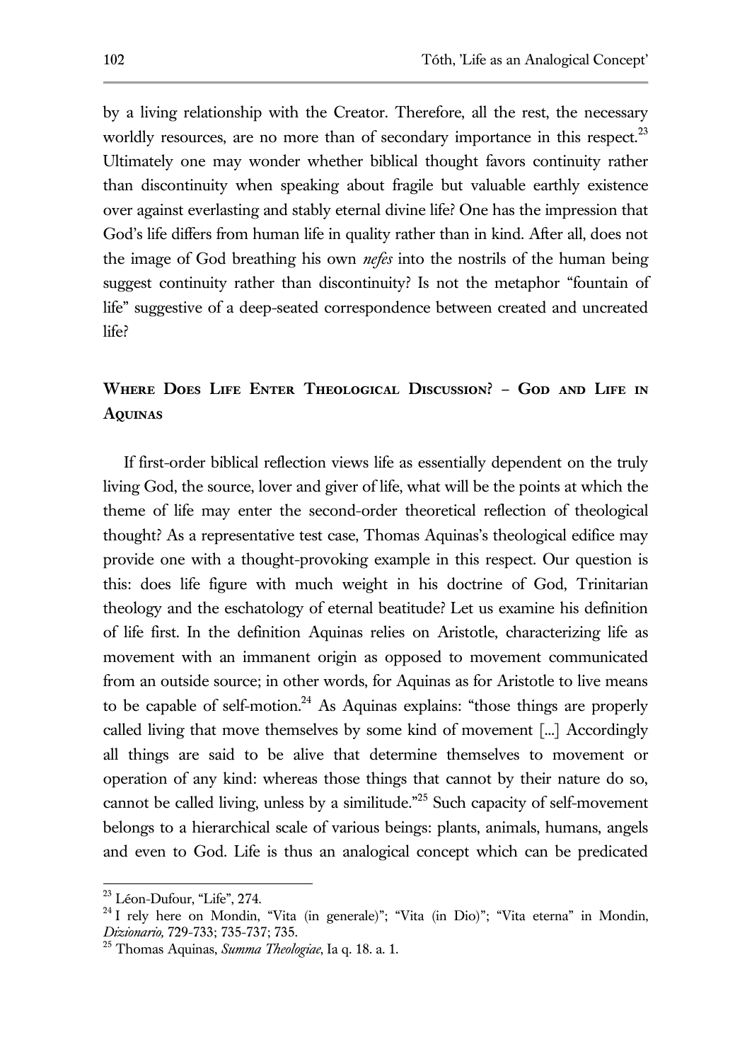by a living relationship with the Creator. Therefore, all the rest, the necessary worldly resources, are no more than of secondary importance in this respect.[23] Ultimately one may wonder whether biblical thought favors continuity rather than discontinuity when speaking about fragile but valuable earthly existence over against everlasting and stably eternal divine life? One has the impression that God's life differs from human life in quality rather than in kind. After all, does not the image of God breathing his own *nefes* into the nostrils of the human being suggest continuity rather than discontinuity? Is not the metaphor "fountain of life" suggestive of a deep-seated correspondence between created and uncreated life?

## Where Does Life Enter Theological Discussion? – God and Life in Aquinas

If first-order biblical reflection views life as essentially dependent on the truly living God, the source, lover and giver of life, what will be the points at which the theme of life may enter the second-order theoretical reflection of theological thought? As a representative test case, Thomas Aquinas's theological edifice may provide one with a thought-provoking example in this respect. Our question is this: does life figure with much weight in his doctrine of God, Trinitarian theology and the eschatology of eternal beatitude? Let us examine his definition of life first. In the definition Aquinas relies on Aristotle, characterizing life as movement with an immanent origin as opposed to movement communicated from an outside source; in other words, for Aquinas as for Aristotle to live means to be capable of self-motion.[24] As Aquinas explains: "those things are properly called living that move themselves by some kind of movement [...] Accordingly all things are said to be alive that determine themselves to movement or operation of any kind: whereas those things that cannot by their nature do so, cannot be called living, unless by a similitude."[25] Such capacity of self-movement belongs to a hierarchical scale of various beings: plants, animals, humans, angels and even to God. Life is thus an analogical concept which can be predicated

---

[23] Léon-Dufour, "Life", 274.

[24] I rely here on Mondin, "Vita (in generale)"; "Vita (in Dio)"; "Vita eterna" in Mondin, *Dizionario,* 729-733; 735-737; 735.

[25] Thomas Aquinas, *Summa Theologiae*, Ia q. 18. a. 1.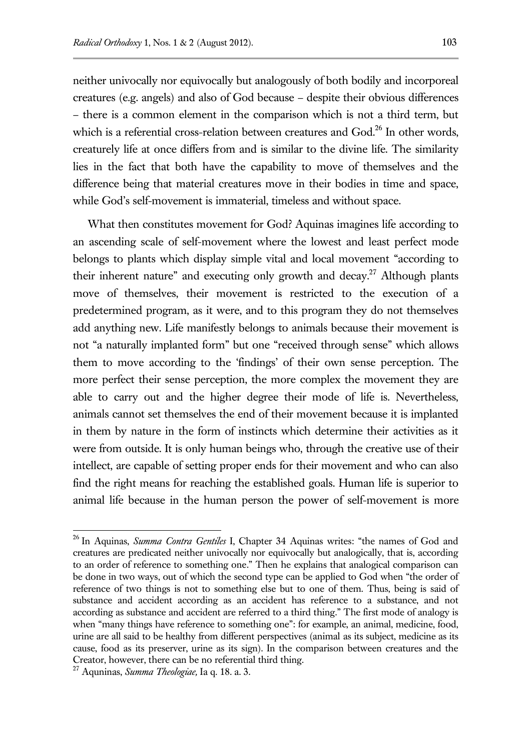neither univocally nor equivocally but analogously of both bodily and incorporeal creatures (e.g. angels) and also of God because – despite their obvious differences – there is a common element in the comparison which is not a third term, but which is a referential cross-relation between creatures and God.[26] In other words, creaturely life at once differs from and is similar to the divine life. The similarity lies in the fact that both have the capability to move of themselves and the difference being that material creatures move in their bodies in time and space, while God's self-movement is immaterial, timeless and without space.

What then constitutes movement for God? Aquinas imagines life according to an ascending scale of self-movement where the lowest and least perfect mode belongs to plants which display simple vital and local movement "according to their inherent nature" and executing only growth and decay.[27] Although plants move of themselves, their movement is restricted to the execution of a predetermined program, as it were, and to this program they do not themselves add anything new. Life manifestly belongs to animals because their movement is not "a naturally implanted form" but one "received through sense" which allows them to move according to the 'findings' of their own sense perception. The more perfect their sense perception, the more complex the movement they are able to carry out and the higher degree their mode of life is. Nevertheless, animals cannot set themselves the end of their movement because it is implanted in them by nature in the form of instincts which determine their activities as it were from outside. It is only human beings who, through the creative use of their intellect, are capable of setting proper ends for their movement and who can also find the right means for reaching the established goals. Human life is superior to animal life because in the human person the power of self-movement is more

---

[26] In Aquinas, *Summa Contra Gentiles* I, Chapter 34 Aquinas writes: "the names of God and creatures are predicated neither univocally nor equivocally but analogically, that is, according to an order of reference to something one." Then he explains that analogical comparison can be done in two ways, out of which the second type can be applied to God when "the order of reference of two things is not to something else but to one of them. Thus, being is said of substance and accident according as an accident has reference to a substance, and not according as substance and accident are referred to a third thing." The first mode of analogy is when "many things have reference to something one": for example, an animal, medicine, food, urine are all said to be healthy from different perspectives (animal as its subject, medicine as its cause, food as its preserver, urine as its sign). In the comparison between creatures and the Creator, however, there can be no referential third thing.

[27] Aquninas, *Summa Theologiae,* Ia q. 18. a. 3.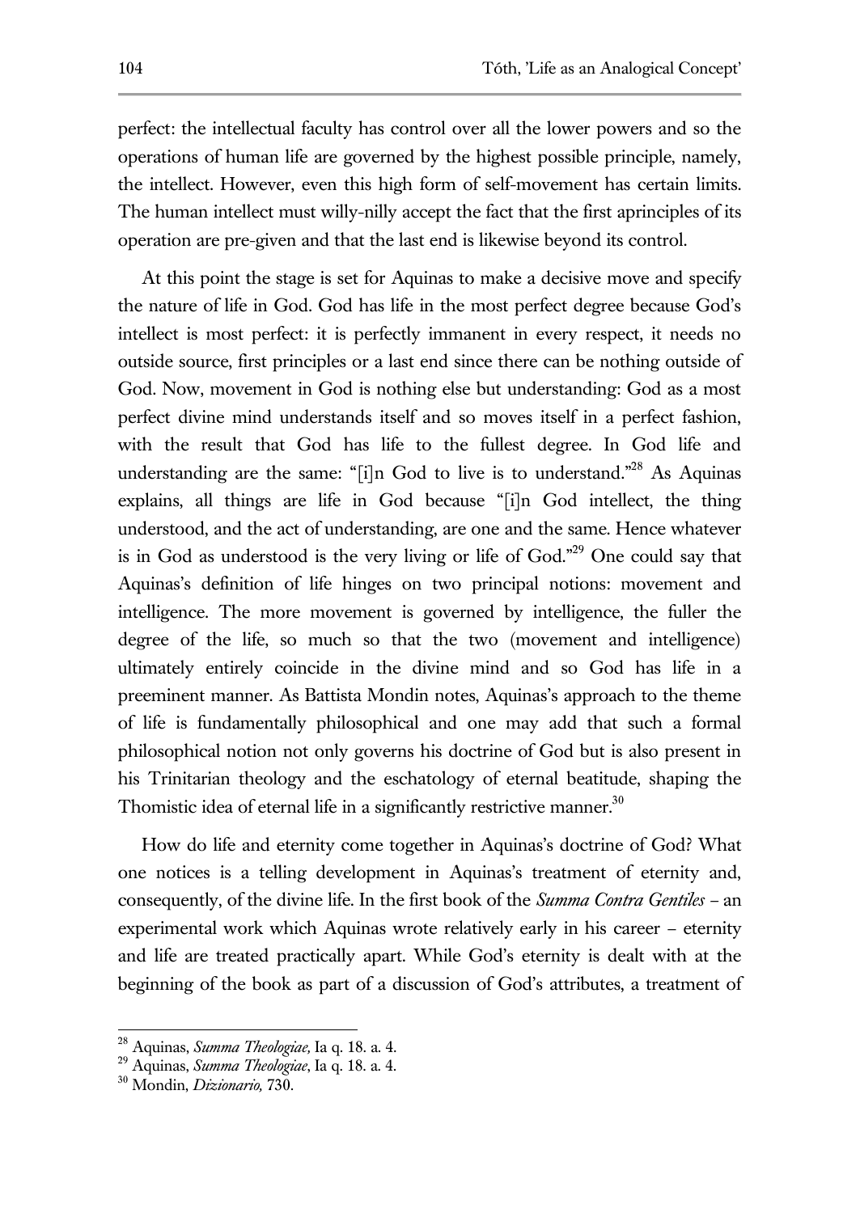perfect: the intellectual faculty has control over all the lower powers and so the operations of human life are governed by the highest possible principle, namely, the intellect. However, even this high form of self-movement has certain limits. The human intellect must willy-nilly accept the fact that the first aprinciples of its operation are pre-given and that the last end is likewise beyond its control.

At this point the stage is set for Aquinas to make a decisive move and specify the nature of life in God. God has life in the most perfect degree because God's intellect is most perfect: it is perfectly immanent in every respect, it needs no outside source, first principles or a last end since there can be nothing outside of God. Now, movement in God is nothing else but understanding: God as a most perfect divine mind understands itself and so moves itself in a perfect fashion, with the result that God has life to the fullest degree. In God life and understanding are the same: "[i]n God to live is to understand."[28] As Aquinas explains, all things are life in God because "[i]n God intellect, the thing understood, and the act of understanding, are one and the same. Hence whatever is in God as understood is the very living or life of God."[29] One could say that Aquinas's definition of life hinges on two principal notions: movement and intelligence. The more movement is governed by intelligence, the fuller the degree of the life, so much so that the two (movement and intelligence) ultimately entirely coincide in the divine mind and so God has life in a preeminent manner. As Battista Mondin notes, Aquinas's approach to the theme of life is fundamentally philosophical and one may add that such a formal philosophical notion not only governs his doctrine of God but is also present in his Trinitarian theology and the eschatology of eternal beatitude, shaping the Thomistic idea of eternal life in a significantly restrictive manner.[30]

How do life and eternity come together in Aquinas's doctrine of God? What one notices is a telling development in Aquinas's treatment of eternity and, consequently, of the divine life. In the first book of the *Summa Contra Gentiles* – an experimental work which Aquinas wrote relatively early in his career – eternity and life are treated practically apart. While God's eternity is dealt with at the beginning of the book as part of a discussion of God's attributes, a treatment of

---

[28] Aquinas, *Summa Theologiae,* Ia q. 18. a. 4.
[29] Aquinas, *Summa Theologiae*, Ia q. 18. a. 4.
[30] Mondin, *Dizionario,* 730.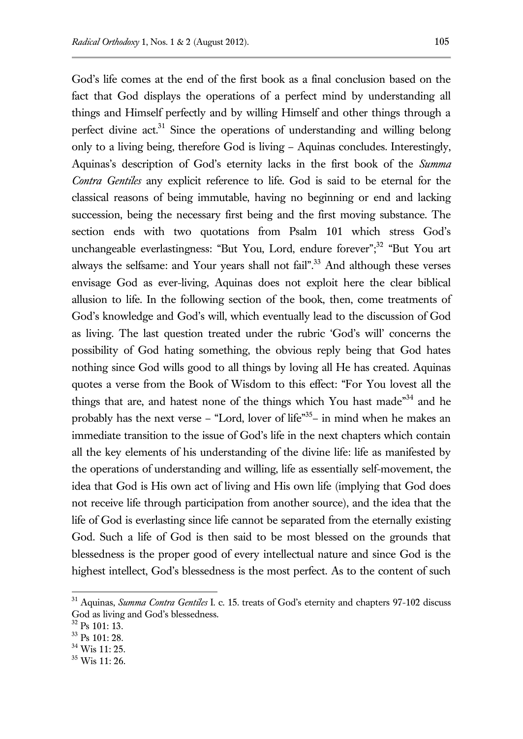God's life comes at the end of the first book as a final conclusion based on the fact that God displays the operations of a perfect mind by understanding all things and Himself perfectly and by willing Himself and other things through a perfect divine act.[31] Since the operations of understanding and willing belong only to a living being, therefore God is living – Aquinas concludes. Interestingly, Aquinas's description of God's eternity lacks in the first book of the *Summa Contra Gentiles* any explicit reference to life. God is said to be eternal for the classical reasons of being immutable, having no beginning or end and lacking succession, being the necessary first being and the first moving substance. The section ends with two quotations from Psalm 101 which stress God's unchangeable everlastingness: "But You, Lord, endure forever";[32] "But You art always the selfsame: and Your years shall not fail".[33] And although these verses envisage God as ever-living, Aquinas does not exploit here the clear biblical allusion to life. In the following section of the book, then, come treatments of God's knowledge and God's will, which eventually lead to the discussion of God as living. The last question treated under the rubric 'God's will' concerns the possibility of God hating something, the obvious reply being that God hates nothing since God wills good to all things by loving all He has created. Aquinas quotes a verse from the Book of Wisdom to this effect: "For You lovest all the things that are, and hatest none of the things which You hast made"[34] and he probably has the next verse – "Lord, lover of life"[35]– in mind when he makes an immediate transition to the issue of God's life in the next chapters which contain all the key elements of his understanding of the divine life: life as manifested by the operations of understanding and willing, life as essentially self-movement, the idea that God is His own act of living and His own life (implying that God does not receive life through participation from another source), and the idea that the life of God is everlasting since life cannot be separated from the eternally existing God. Such a life of God is then said to be most blessed on the grounds that blessedness is the proper good of every intellectual nature and since God is the highest intellect, God's blessedness is the most perfect. As to the content of such

[31] Aquinas, *Summa Contra Gentiles* I. c. 15. treats of God's eternity and chapters 97-102 discuss God as living and God's blessedness.

[32] Ps 101: 13.

[33] Ps 101: 28.

[34] Wis 11: 25.

[35] Wis 11: 26.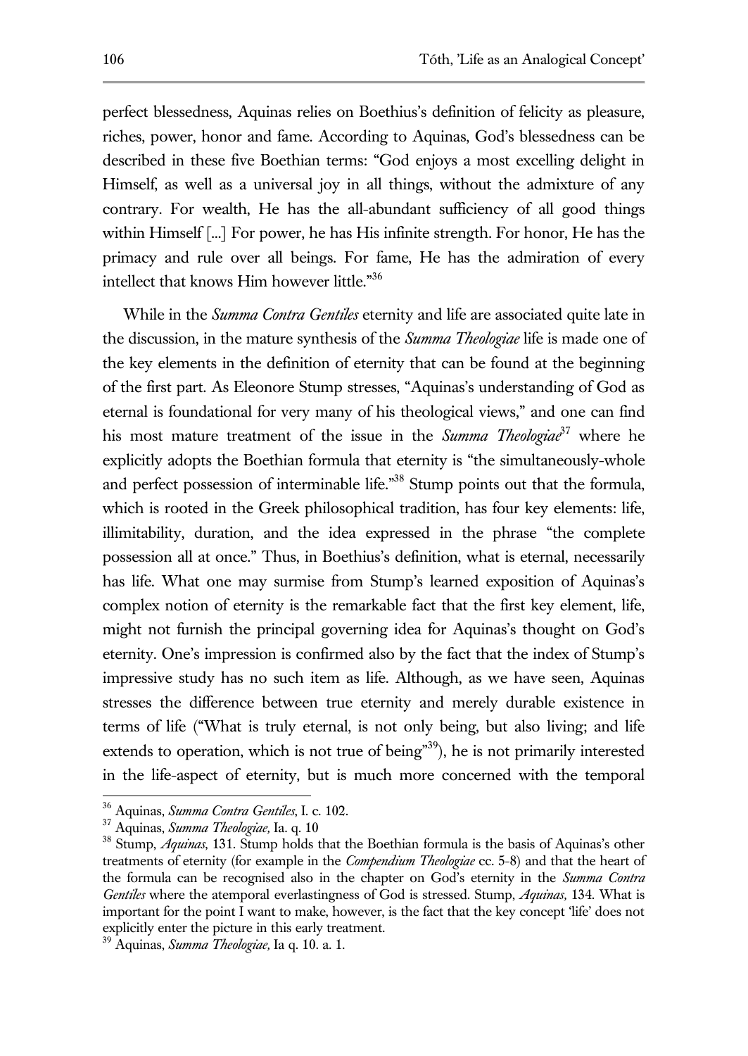perfect blessedness, Aquinas relies on Boethius's definition of felicity as pleasure, riches, power, honor and fame. According to Aquinas, God's blessedness can be described in these five Boethian terms: "God enjoys a most excelling delight in Himself, as well as a universal joy in all things, without the admixture of any contrary. For wealth, He has the all-abundant sufficiency of all good things within Himself [...] For power, he has His infinite strength. For honor, He has the primacy and rule over all beings. For fame, He has the admiration of every intellect that knows Him however little."[36]

While in the *Summa Contra Gentiles* eternity and life are associated quite late in the discussion, in the mature synthesis of the *Summa Theologiae* life is made one of the key elements in the definition of eternity that can be found at the beginning of the first part. As Eleonore Stump stresses, "Aquinas's understanding of God as eternal is foundational for very many of his theological views," and one can find his most mature treatment of the issue in the *Summa Theologiae*[37] where he explicitly adopts the Boethian formula that eternity is "the simultaneously-whole and perfect possession of interminable life."[38] Stump points out that the formula, which is rooted in the Greek philosophical tradition, has four key elements: life, illimitability, duration, and the idea expressed in the phrase "the complete possession all at once." Thus, in Boethius's definition, what is eternal, necessarily has life. What one may surmise from Stump's learned exposition of Aquinas's complex notion of eternity is the remarkable fact that the first key element, life, might not furnish the principal governing idea for Aquinas's thought on God's eternity. One's impression is confirmed also by the fact that the index of Stump's impressive study has no such item as life. Although, as we have seen, Aquinas stresses the difference between true eternity and merely durable existence in terms of life ("What is truly eternal, is not only being, but also living; and life extends to operation, which is not true of being"[39]), he is not primarily interested in the life-aspect of eternity, but is much more concerned with the temporal

---

[36] Aquinas, *Summa Contra Gentiles*, I. c. 102.

[37] Aquinas, *Summa Theologiae,* Ia. q. 10

[38] Stump, *Aquinas*, 131. Stump holds that the Boethian formula is the basis of Aquinas's other treatments of eternity (for example in the *Compendium Theologiae* cc. 5-8) and that the heart of the formula can be recognised also in the chapter on God's eternity in the *Summa Contra Gentiles* where the atemporal everlastingness of God is stressed. Stump, *Aquinas,* 134. What is important for the point I want to make, however, is the fact that the key concept 'life' does not explicitly enter the picture in this early treatment.

[39] Aquinas, *Summa Theologiae,* Ia q. 10. a. 1.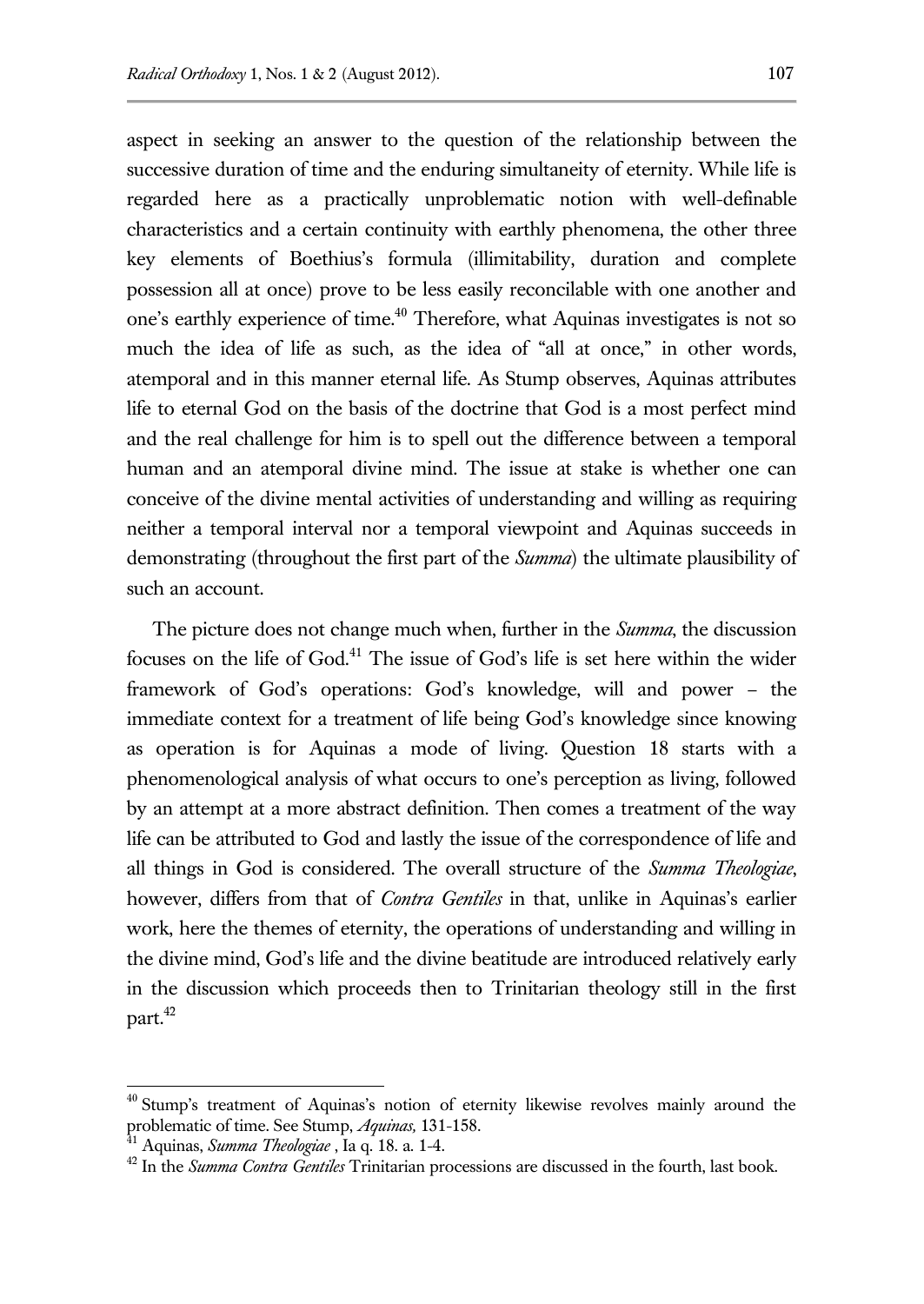aspect in seeking an answer to the question of the relationship between the successive duration of time and the enduring simultaneity of eternity. While life is regarded here as a practically unproblematic notion with well-definable characteristics and a certain continuity with earthly phenomena, the other three key elements of Boethius's formula (illimitability, duration and complete possession all at once) prove to be less easily reconcilable with one another and one's earthly experience of time.[40] Therefore, what Aquinas investigates is not so much the idea of life as such, as the idea of "all at once," in other words, atemporal and in this manner eternal life. As Stump observes, Aquinas attributes life to eternal God on the basis of the doctrine that God is a most perfect mind and the real challenge for him is to spell out the difference between a temporal human and an atemporal divine mind. The issue at stake is whether one can conceive of the divine mental activities of understanding and willing as requiring neither a temporal interval nor a temporal viewpoint and Aquinas succeeds in demonstrating (throughout the first part of the *Summa*) the ultimate plausibility of such an account.

The picture does not change much when, further in the *Summa*, the discussion focuses on the life of God.[41] The issue of God's life is set here within the wider framework of God's operations: God's knowledge, will and power – the immediate context for a treatment of life being God's knowledge since knowing as operation is for Aquinas a mode of living. Question 18 starts with a phenomenological analysis of what occurs to one's perception as living, followed by an attempt at a more abstract definition. Then comes a treatment of the way life can be attributed to God and lastly the issue of the correspondence of life and all things in God is considered. The overall structure of the *Summa Theologiae*, however, differs from that of *Contra Gentiles* in that, unlike in Aquinas's earlier work, here the themes of eternity, the operations of understanding and willing in the divine mind, God's life and the divine beatitude are introduced relatively early in the discussion which proceeds then to Trinitarian theology still in the first part.[42]

---

[40] Stump's treatment of Aquinas's notion of eternity likewise revolves mainly around the problematic of time. See Stump, *Aquinas,* 131-158.

[41] Aquinas, *Summa Theologiae* , Ia q. 18. a. 1-4.

[42] In the *Summa Contra Gentiles* Trinitarian processions are discussed in the fourth, last book.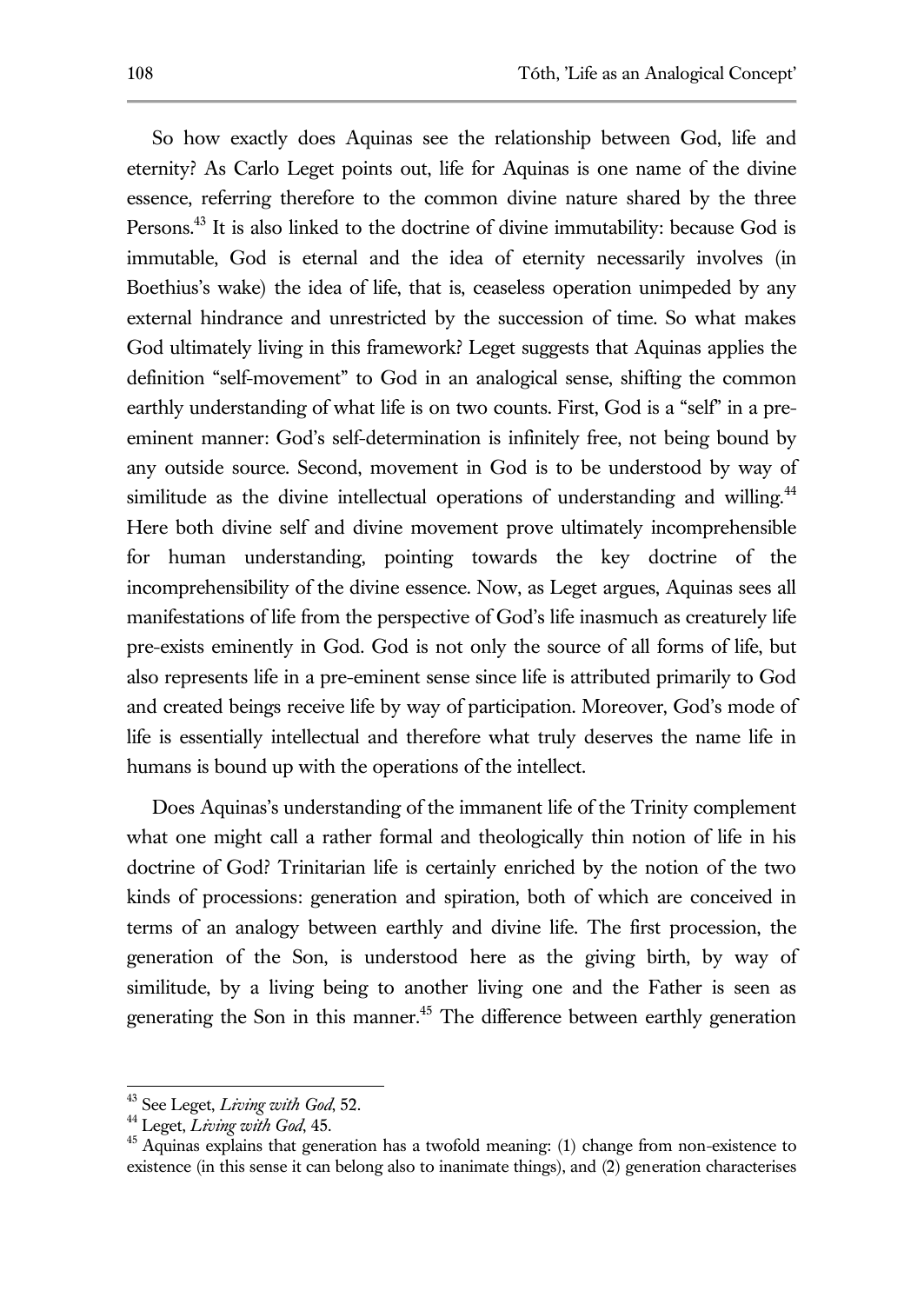So how exactly does Aquinas see the relationship between God, life and eternity? As Carlo Leget points out, life for Aquinas is one name of the divine essence, referring therefore to the common divine nature shared by the three Persons.[43] It is also linked to the doctrine of divine immutability: because God is immutable, God is eternal and the idea of eternity necessarily involves (in Boethius's wake) the idea of life, that is, ceaseless operation unimpeded by any external hindrance and unrestricted by the succession of time. So what makes God ultimately living in this framework? Leget suggests that Aquinas applies the definition "self-movement" to God in an analogical sense, shifting the common earthly understanding of what life is on two counts. First, God is a "self" in a pre-eminent manner: God's self-determination is infinitely free, not being bound by any outside source. Second, movement in God is to be understood by way of similitude as the divine intellectual operations of understanding and willing.[44] Here both divine self and divine movement prove ultimately incomprehensible for human understanding, pointing towards the key doctrine of the incomprehensibility of the divine essence. Now, as Leget argues, Aquinas sees all manifestations of life from the perspective of God's life inasmuch as creaturely life pre-exists eminently in God. God is not only the source of all forms of life, but also represents life in a pre-eminent sense since life is attributed primarily to God and created beings receive life by way of participation. Moreover, God's mode of life is essentially intellectual and therefore what truly deserves the name life in humans is bound up with the operations of the intellect.

Does Aquinas's understanding of the immanent life of the Trinity complement what one might call a rather formal and theologically thin notion of life in his doctrine of God? Trinitarian life is certainly enriched by the notion of the two kinds of processions: generation and spiration, both of which are conceived in terms of an analogy between earthly and divine life. The first procession, the generation of the Son, is understood here as the giving birth, by way of similitude, by a living being to another living one and the Father is seen as generating the Son in this manner.[45] The difference between earthly generation

---

[43] See Leget, *Living with God*, 52.

[44] Leget, *Living with God*, 45.

[45] Aquinas explains that generation has a twofold meaning: (1) change from non-existence to existence (in this sense it can belong also to inanimate things), and (2) generation characterises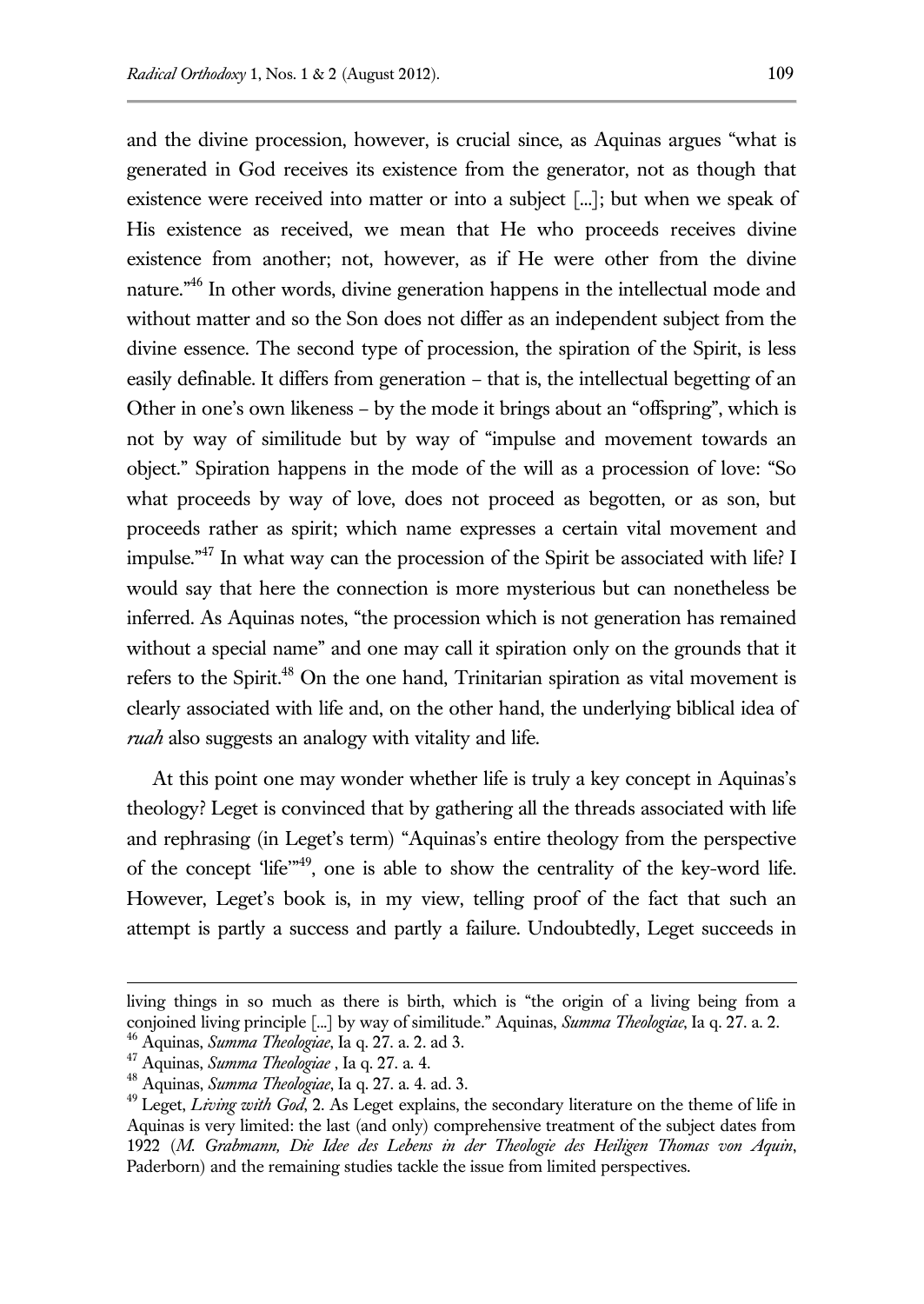and the divine procession, however, is crucial since, as Aquinas argues "what is generated in God receives its existence from the generator, not as though that existence were received into matter or into a subject [...]; but when we speak of His existence as received, we mean that He who proceeds receives divine existence from another; not, however, as if He were other from the divine nature."[46] In other words, divine generation happens in the intellectual mode and without matter and so the Son does not differ as an independent subject from the divine essence. The second type of procession, the spiration of the Spirit, is less easily definable. It differs from generation – that is, the intellectual begetting of an Other in one's own likeness – by the mode it brings about an "offspring", which is not by way of similitude but by way of "impulse and movement towards an object." Spiration happens in the mode of the will as a procession of love: "So what proceeds by way of love, does not proceed as begotten, or as son, but proceeds rather as spirit; which name expresses a certain vital movement and impulse."[47] In what way can the procession of the Spirit be associated with life? I would say that here the connection is more mysterious but can nonetheless be inferred. As Aquinas notes, "the procession which is not generation has remained without a special name" and one may call it spiration only on the grounds that it refers to the Spirit.[48] On the one hand, Trinitarian spiration as vital movement is clearly associated with life and, on the other hand, the underlying biblical idea of *ruah* also suggests an analogy with vitality and life.

At this point one may wonder whether life is truly a key concept in Aquinas's theology? Leget is convinced that by gathering all the threads associated with life and rephrasing (in Leget's term) "Aquinas's entire theology from the perspective of the concept 'life'"[49], one is able to show the centrality of the key-word life. However, Leget's book is, in my view, telling proof of the fact that such an attempt is partly a success and partly a failure. Undoubtedly, Leget succeeds in

---

living things in so much as there is birth, which is "the origin of a living being from a conjoined living principle [...] by way of similitude." Aquinas, *Summa Theologiae*, Ia q. 27. a. 2.

[46] Aquinas, *Summa Theologiae*, Ia q. 27. a. 2. ad 3.

[47] Aquinas, *Summa Theologiae* , Ia q. 27. a. 4.

[48] Aquinas, *Summa Theologiae*, Ia q. 27. a. 4. ad. 3.

[49] Leget, *Living with God*, 2. As Leget explains, the secondary literature on the theme of life in Aquinas is very limited: the last (and only) comprehensive treatment of the subject dates from 1922 (*M. Grabmann, Die Idee des Lebens in der Theologie des Heiligen Thomas von Aquin*, Paderborn) and the remaining studies tackle the issue from limited perspectives.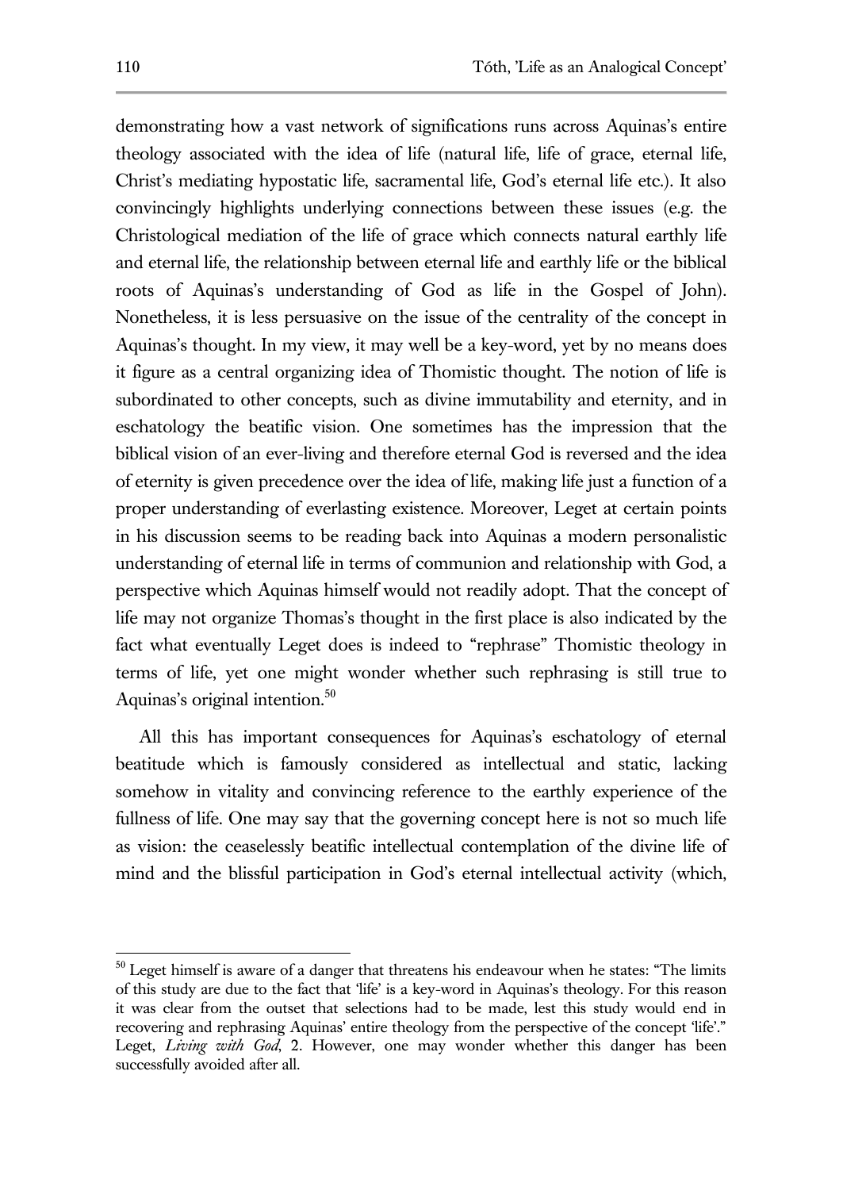demonstrating how a vast network of significations runs across Aquinas's entire theology associated with the idea of life (natural life, life of grace, eternal life, Christ's mediating hypostatic life, sacramental life, God's eternal life etc.). It also convincingly highlights underlying connections between these issues (e.g. the Christological mediation of the life of grace which connects natural earthly life and eternal life, the relationship between eternal life and earthly life or the biblical roots of Aquinas's understanding of God as life in the Gospel of John). Nonetheless, it is less persuasive on the issue of the centrality of the concept in Aquinas's thought. In my view, it may well be a key-word, yet by no means does it figure as a central organizing idea of Thomistic thought. The notion of life is subordinated to other concepts, such as divine immutability and eternity, and in eschatology the beatific vision. One sometimes has the impression that the biblical vision of an ever-living and therefore eternal God is reversed and the idea of eternity is given precedence over the idea of life, making life just a function of a proper understanding of everlasting existence. Moreover, Leget at certain points in his discussion seems to be reading back into Aquinas a modern personalistic understanding of eternal life in terms of communion and relationship with God, a perspective which Aquinas himself would not readily adopt. That the concept of life may not organize Thomas's thought in the first place is also indicated by the fact what eventually Leget does is indeed to "rephrase" Thomistic theology in terms of life, yet one might wonder whether such rephrasing is still true to Aquinas's original intention.[50]

All this has important consequences for Aquinas's eschatology of eternal beatitude which is famously considered as intellectual and static, lacking somehow in vitality and convincing reference to the earthly experience of the fullness of life. One may say that the governing concept here is not so much life as vision: the ceaselessly beatific intellectual contemplation of the divine life of mind and the blissful participation in God's eternal intellectual activity (which,

[50] Leget himself is aware of a danger that threatens his endeavour when he states: "The limits of this study are due to the fact that 'life' is a key-word in Aquinas's theology. For this reason it was clear from the outset that selections had to be made, lest this study would end in recovering and rephrasing Aquinas' entire theology from the perspective of the concept 'life'." Leget, *Living with God*, 2. However, one may wonder whether this danger has been successfully avoided after all.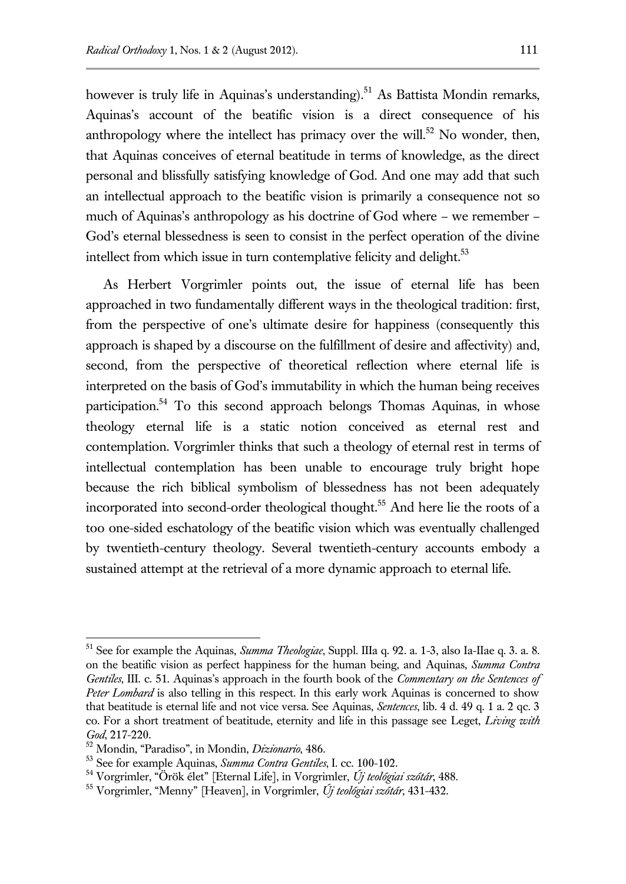however is truly life in Aquinas's understanding).[51] As Battista Mondin remarks, Aquinas's account of the beatific vision is a direct consequence of his anthropology where the intellect has primacy over the will.[52] No wonder, then, that Aquinas conceives of eternal beatitude in terms of knowledge, as the direct personal and blissfully satisfying knowledge of God. And one may add that such an intellectual approach to the beatific vision is primarily a consequence not so much of Aquinas's anthropology as his doctrine of God where – we remember – God's eternal blessedness is seen to consist in the perfect operation of the divine intellect from which issue in turn contemplative felicity and delight.[53]

As Herbert Vorgrimler points out, the issue of eternal life has been approached in two fundamentally different ways in the theological tradition: first, from the perspective of one's ultimate desire for happiness (consequently this approach is shaped by a discourse on the fulfillment of desire and affectivity) and, second, from the perspective of theoretical reflection where eternal life is interpreted on the basis of God's immutability in which the human being receives participation.[54] To this second approach belongs Thomas Aquinas, in whose theology eternal life is a static notion conceived as eternal rest and contemplation. Vorgrimler thinks that such a theology of eternal rest in terms of intellectual contemplation has been unable to encourage truly bright hope because the rich biblical symbolism of blessedness has not been adequately incorporated into second-order theological thought.[55] And here lie the roots of a too one-sided eschatology of the beatific vision which was eventually challenged by twentieth-century theology. Several twentieth-century accounts embody a sustained attempt at the retrieval of a more dynamic approach to eternal life.

---

[51] See for example the Aquinas, *Summa Theologiae*, Suppl. IIIa q. 92. a. 1-3, also Ia-IIae q. 3. a. 8. on the beatific vision as perfect happiness for the human being, and Aquinas, *Summa Contra Gentiles*, III. c. 51. Aquinas's approach in the fourth book of the *Commentary on the Sentences of Peter Lombard* is also telling in this respect. In this early work Aquinas is concerned to show that beatitude is eternal life and not vice versa. See Aquinas, *Sentences*, lib. 4 d. 49 q. 1 a. 2 qc. 3 co. For a short treatment of beatitude, eternity and life in this passage see Leget, *Living with God*, 217-220.

[52] Mondin, "Paradiso", in Mondin, *Dizionario*, 486.

[53] See for example Aquinas, *Summa Contra Gentiles*, I. cc. 100-102.

[54] Vorgrimler, "Örök élet" [Eternal Life], in Vorgrimler, *Új teológiai szótár*, 488.

[55] Vorgrimler, "Menny" [Heaven], in Vorgrimler, *Új teológiai szótár*, 431-432.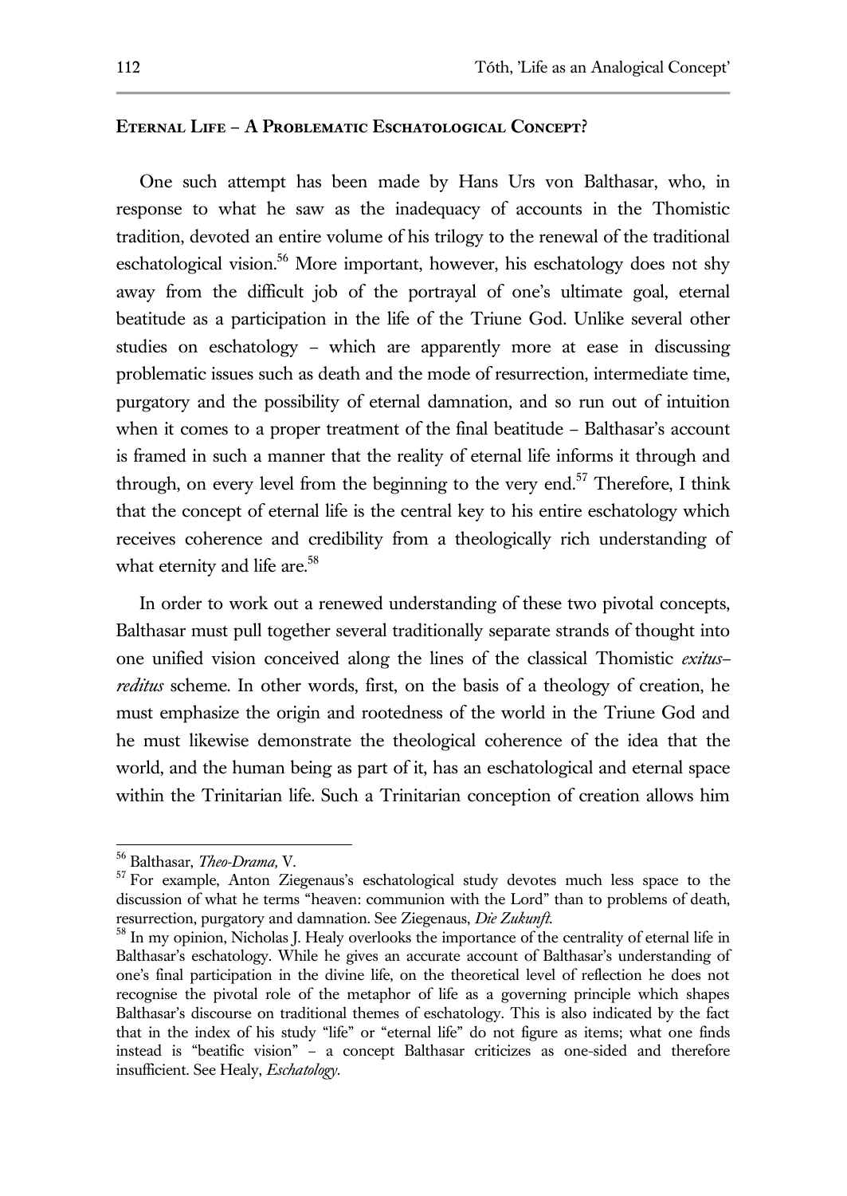## Eternal Life – A Problematic Eschatological Concept?

One such attempt has been made by Hans Urs von Balthasar, who, in response to what he saw as the inadequacy of accounts in the Thomistic tradition, devoted an entire volume of his trilogy to the renewal of the traditional eschatological vision.[56] More important, however, his eschatology does not shy away from the difficult job of the portrayal of one's ultimate goal, eternal beatitude as a participation in the life of the Triune God. Unlike several other studies on eschatology – which are apparently more at ease in discussing problematic issues such as death and the mode of resurrection, intermediate time, purgatory and the possibility of eternal damnation, and so run out of intuition when it comes to a proper treatment of the final beatitude – Balthasar's account is framed in such a manner that the reality of eternal life informs it through and through, on every level from the beginning to the very end.[57] Therefore, I think that the concept of eternal life is the central key to his entire eschatology which receives coherence and credibility from a theologically rich understanding of what eternity and life are.[58]

In order to work out a renewed understanding of these two pivotal concepts, Balthasar must pull together several traditionally separate strands of thought into one unified vision conceived along the lines of the classical Thomistic *exitus–reditus* scheme. In other words, first, on the basis of a theology of creation, he must emphasize the origin and rootedness of the world in the Triune God and he must likewise demonstrate the theological coherence of the idea that the world, and the human being as part of it, has an eschatological and eternal space within the Trinitarian life. Such a Trinitarian conception of creation allows him

---

[56] Balthasar, *Theo-Drama,* V.

[57] For example, Anton Ziegenaus's eschatological study devotes much less space to the discussion of what he terms "heaven: communion with the Lord" than to problems of death, resurrection, purgatory and damnation. See Ziegenaus, *Die Zukunft.*

[58] In my opinion, Nicholas J. Healy overlooks the importance of the centrality of eternal life in Balthasar's eschatology. While he gives an accurate account of Balthasar's understanding of one's final participation in the divine life, on the theoretical level of reflection he does not recognise the pivotal role of the metaphor of life as a governing principle which shapes Balthasar's discourse on traditional themes of eschatology. This is also indicated by the fact that in the index of his study "life" or "eternal life" do not figure as items; what one finds instead is "beatific vision" – a concept Balthasar criticizes as one-sided and therefore insufficient. See Healy, *Eschatology*.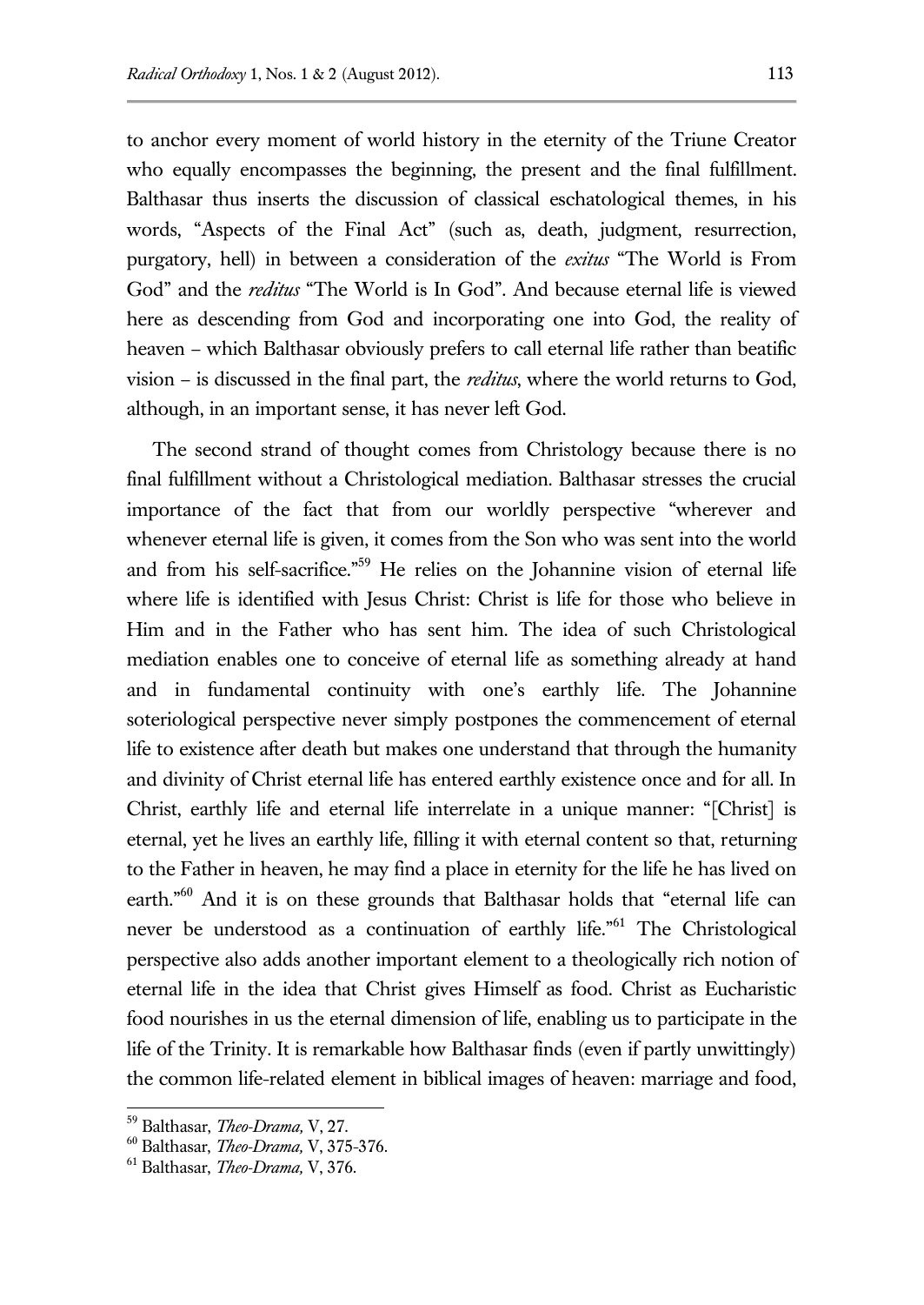to anchor every moment of world history in the eternity of the Triune Creator who equally encompasses the beginning, the present and the final fulfillment. Balthasar thus inserts the discussion of classical eschatological themes, in his words, "Aspects of the Final Act" (such as, death, judgment, resurrection, purgatory, hell) in between a consideration of the *exitus* "The World is From God" and the *reditus* "The World is In God". And because eternal life is viewed here as descending from God and incorporating one into God, the reality of heaven – which Balthasar obviously prefers to call eternal life rather than beatific vision – is discussed in the final part, the *reditus*, where the world returns to God, although, in an important sense, it has never left God.

The second strand of thought comes from Christology because there is no final fulfillment without a Christological mediation. Balthasar stresses the crucial importance of the fact that from our worldly perspective "wherever and whenever eternal life is given, it comes from the Son who was sent into the world and from his self-sacrifice."[59] He relies on the Johannine vision of eternal life where life is identified with Jesus Christ: Christ is life for those who believe in Him and in the Father who has sent him. The idea of such Christological mediation enables one to conceive of eternal life as something already at hand and in fundamental continuity with one's earthly life. The Johannine soteriological perspective never simply postpones the commencement of eternal life to existence after death but makes one understand that through the humanity and divinity of Christ eternal life has entered earthly existence once and for all. In Christ, earthly life and eternal life interrelate in a unique manner: "[Christ] is eternal, yet he lives an earthly life, filling it with eternal content so that, returning to the Father in heaven, he may find a place in eternity for the life he has lived on earth."[60] And it is on these grounds that Balthasar holds that "eternal life can never be understood as a continuation of earthly life."[61] The Christological perspective also adds another important element to a theologically rich notion of eternal life in the idea that Christ gives Himself as food. Christ as Eucharistic food nourishes in us the eternal dimension of life, enabling us to participate in the life of the Trinity. It is remarkable how Balthasar finds (even if partly unwittingly) the common life-related element in biblical images of heaven: marriage and food,

---

[59] Balthasar, *Theo-Drama,* V, 27.

[60] Balthasar, *Theo-Drama,* V, 375-376.

[61] Balthasar, *Theo-Drama,* V, 376.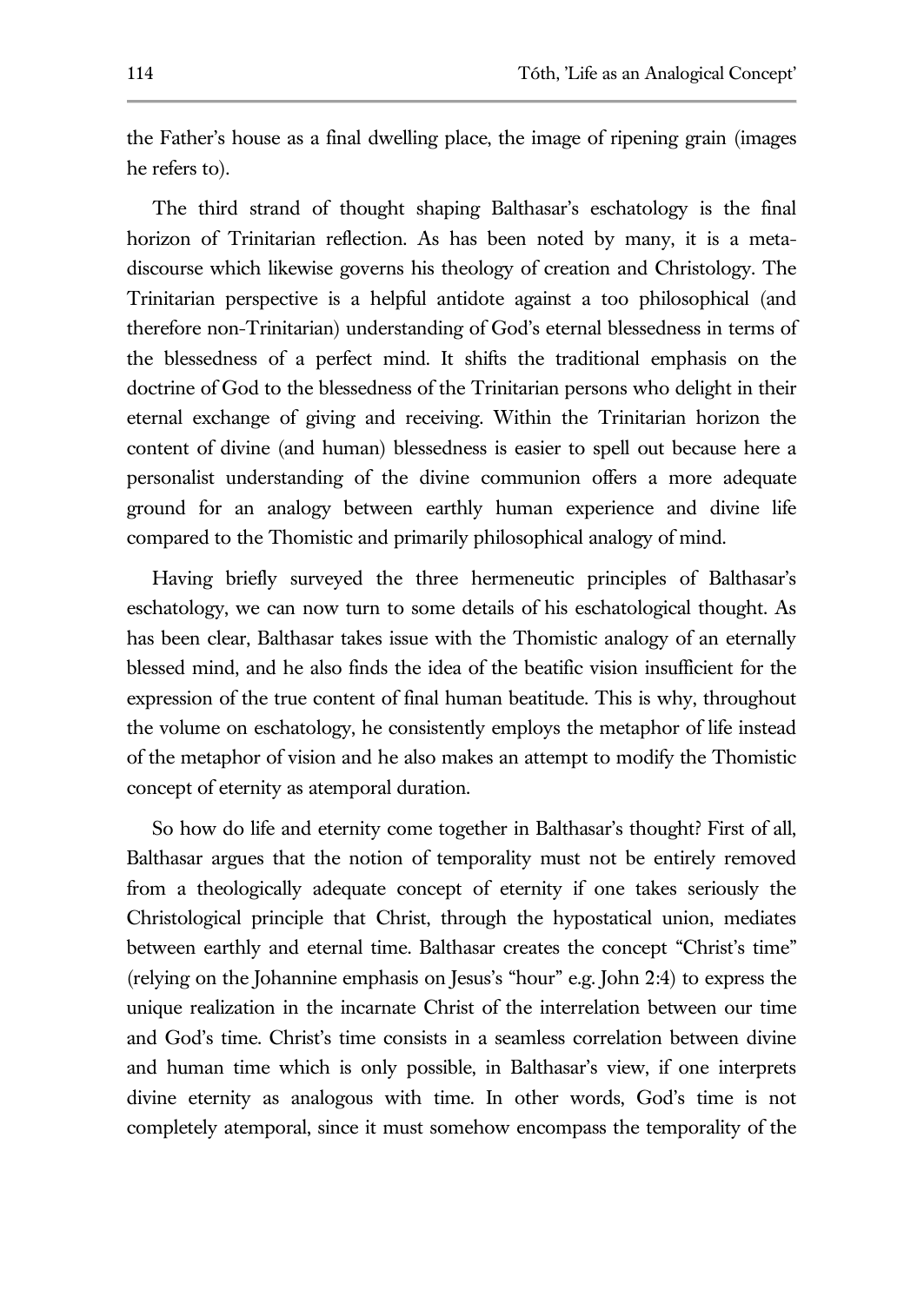the Father's house as a final dwelling place, the image of ripening grain (images he refers to).

The third strand of thought shaping Balthasar's eschatology is the final horizon of Trinitarian reflection. As has been noted by many, it is a meta-discourse which likewise governs his theology of creation and Christology. The Trinitarian perspective is a helpful antidote against a too philosophical (and therefore non-Trinitarian) understanding of God's eternal blessedness in terms of the blessedness of a perfect mind. It shifts the traditional emphasis on the doctrine of God to the blessedness of the Trinitarian persons who delight in their eternal exchange of giving and receiving. Within the Trinitarian horizon the content of divine (and human) blessedness is easier to spell out because here a personalist understanding of the divine communion offers a more adequate ground for an analogy between earthly human experience and divine life compared to the Thomistic and primarily philosophical analogy of mind.

Having briefly surveyed the three hermeneutic principles of Balthasar's eschatology, we can now turn to some details of his eschatological thought. As has been clear, Balthasar takes issue with the Thomistic analogy of an eternally blessed mind, and he also finds the idea of the beatific vision insufficient for the expression of the true content of final human beatitude. This is why, throughout the volume on eschatology, he consistently employs the metaphor of life instead of the metaphor of vision and he also makes an attempt to modify the Thomistic concept of eternity as atemporal duration.

So how do life and eternity come together in Balthasar's thought? First of all, Balthasar argues that the notion of temporality must not be entirely removed from a theologically adequate concept of eternity if one takes seriously the Christological principle that Christ, through the hypostatical union, mediates between earthly and eternal time. Balthasar creates the concept "Christ's time" (relying on the Johannine emphasis on Jesus's "hour" e.g. John 2:4) to express the unique realization in the incarnate Christ of the interrelation between our time and God's time. Christ's time consists in a seamless correlation between divine and human time which is only possible, in Balthasar's view, if one interprets divine eternity as analogous with time. In other words, God's time is not completely atemporal, since it must somehow encompass the temporality of the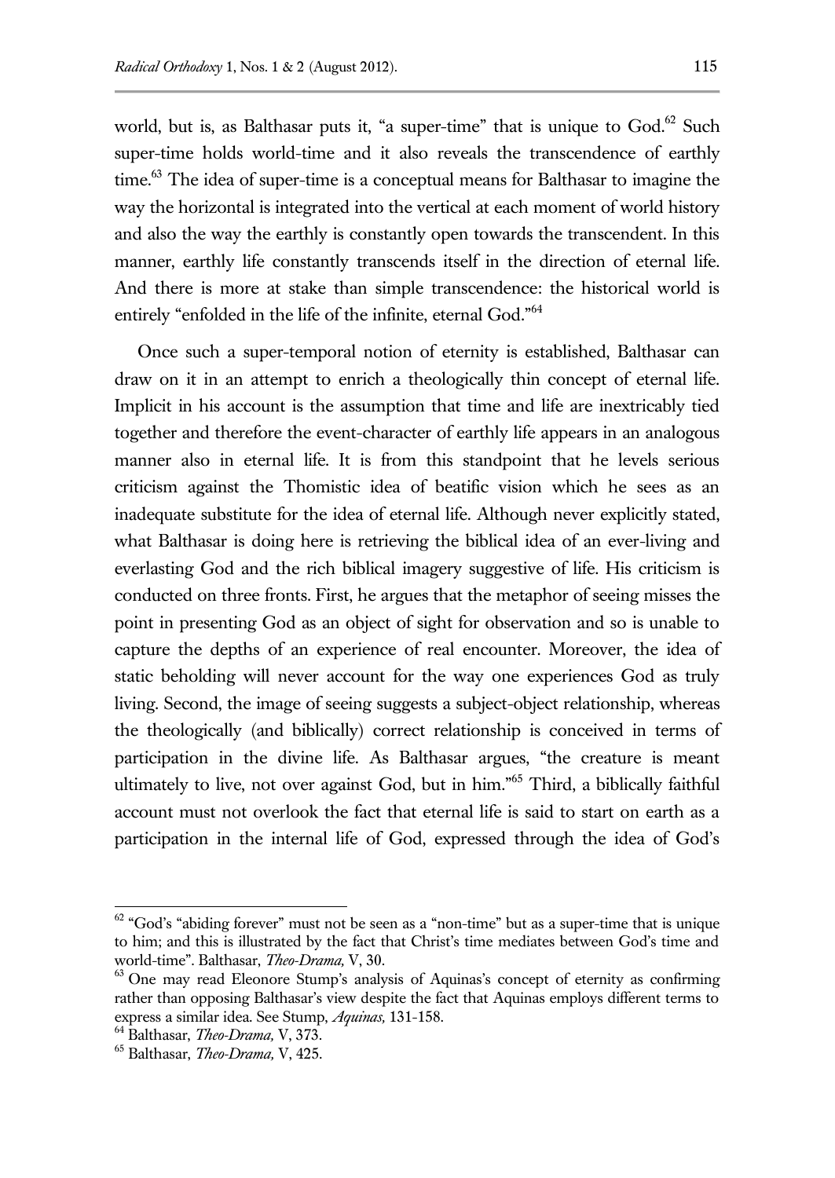world, but is, as Balthasar puts it, "a super-time" that is unique to God.[62] Such super-time holds world-time and it also reveals the transcendence of earthly time.[63] The idea of super-time is a conceptual means for Balthasar to imagine the way the horizontal is integrated into the vertical at each moment of world history and also the way the earthly is constantly open towards the transcendent. In this manner, earthly life constantly transcends itself in the direction of eternal life. And there is more at stake than simple transcendence: the historical world is entirely "enfolded in the life of the infinite, eternal God."[64]

Once such a super-temporal notion of eternity is established, Balthasar can draw on it in an attempt to enrich a theologically thin concept of eternal life. Implicit in his account is the assumption that time and life are inextricably tied together and therefore the event-character of earthly life appears in an analogous manner also in eternal life. It is from this standpoint that he levels serious criticism against the Thomistic idea of beatific vision which he sees as an inadequate substitute for the idea of eternal life. Although never explicitly stated, what Balthasar is doing here is retrieving the biblical idea of an ever-living and everlasting God and the rich biblical imagery suggestive of life. His criticism is conducted on three fronts. First, he argues that the metaphor of seeing misses the point in presenting God as an object of sight for observation and so is unable to capture the depths of an experience of real encounter. Moreover, the idea of static beholding will never account for the way one experiences God as truly living. Second, the image of seeing suggests a subject-object relationship, whereas the theologically (and biblically) correct relationship is conceived in terms of participation in the divine life. As Balthasar argues, "the creature is meant ultimately to live, not over against God, but in him."[65] Third, a biblically faithful account must not overlook the fact that eternal life is said to start on earth as a participation in the internal life of God, expressed through the idea of God's

---

[62] "God's "abiding forever" must not be seen as a "non-time" but as a super-time that is unique to him; and this is illustrated by the fact that Christ's time mediates between God's time and world-time". Balthasar, *Theo-Drama,* V, 30.

[63] One may read Eleonore Stump's analysis of Aquinas's concept of eternity as confirming rather than opposing Balthasar's view despite the fact that Aquinas employs different terms to express a similar idea. See Stump, *Aquinas,* 131-158.

[64] Balthasar, *Theo-Drama,* V, 373.

[65] Balthasar, *Theo-Drama,* V, 425.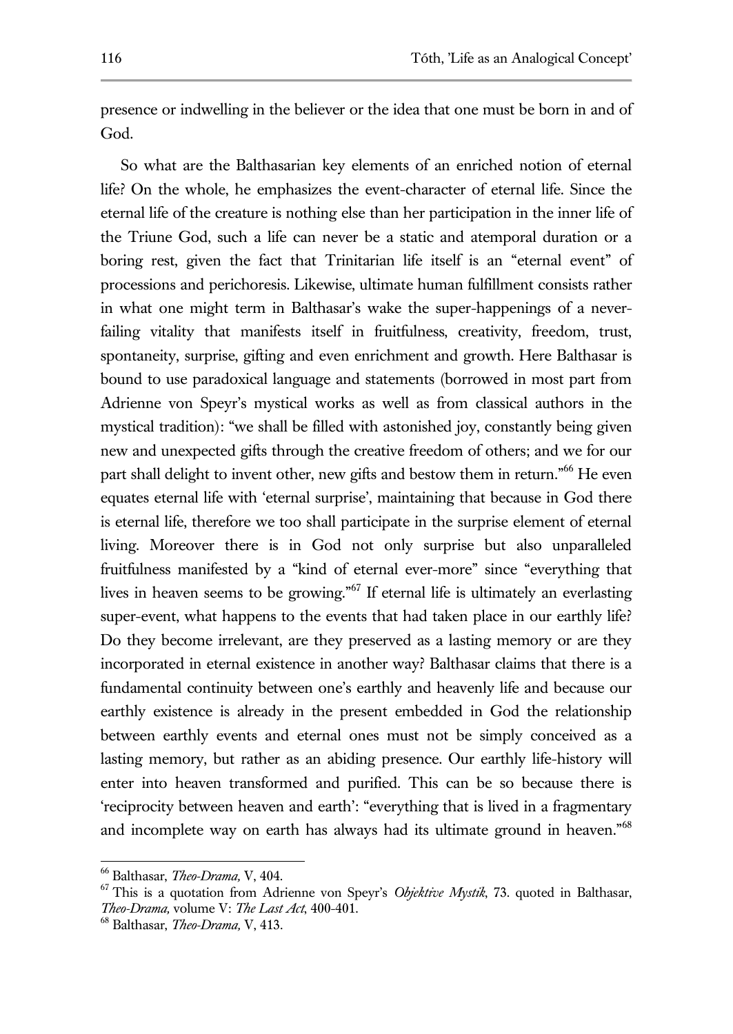presence or indwelling in the believer or the idea that one must be born in and of God.

So what are the Balthasarian key elements of an enriched notion of eternal life? On the whole, he emphasizes the event-character of eternal life. Since the eternal life of the creature is nothing else than her participation in the inner life of the Triune God, such a life can never be a static and atemporal duration or a boring rest, given the fact that Trinitarian life itself is an "eternal event" of processions and perichoresis. Likewise, ultimate human fulfillment consists rather in what one might term in Balthasar's wake the super-happenings of a never-failing vitality that manifests itself in fruitfulness, creativity, freedom, trust, spontaneity, surprise, gifting and even enrichment and growth. Here Balthasar is bound to use paradoxical language and statements (borrowed in most part from Adrienne von Speyr's mystical works as well as from classical authors in the mystical tradition): "we shall be filled with astonished joy, constantly being given new and unexpected gifts through the creative freedom of others; and we for our part shall delight to invent other, new gifts and bestow them in return."[66] He even equates eternal life with 'eternal surprise', maintaining that because in God there is eternal life, therefore we too shall participate in the surprise element of eternal living. Moreover there is in God not only surprise but also unparalleled fruitfulness manifested by a "kind of eternal ever-more" since "everything that lives in heaven seems to be growing."[67] If eternal life is ultimately an everlasting super-event, what happens to the events that had taken place in our earthly life? Do they become irrelevant, are they preserved as a lasting memory or are they incorporated in eternal existence in another way? Balthasar claims that there is a fundamental continuity between one's earthly and heavenly life and because our earthly existence is already in the present embedded in God the relationship between earthly events and eternal ones must not be simply conceived as a lasting memory, but rather as an abiding presence. Our earthly life-history will enter into heaven transformed and purified. This can be so because there is 'reciprocity between heaven and earth': "everything that is lived in a fragmentary and incomplete way on earth has always had its ultimate ground in heaven."[68]

---

[66] Balthasar, *Theo-Drama,* V, 404.

[67] This is a quotation from Adrienne von Speyr's *Objektive Mystik*, 73. quoted in Balthasar, *Theo-Drama,* volume V: *The Last Act*, 400-401.

[68] Balthasar, *Theo-Drama,* V, 413.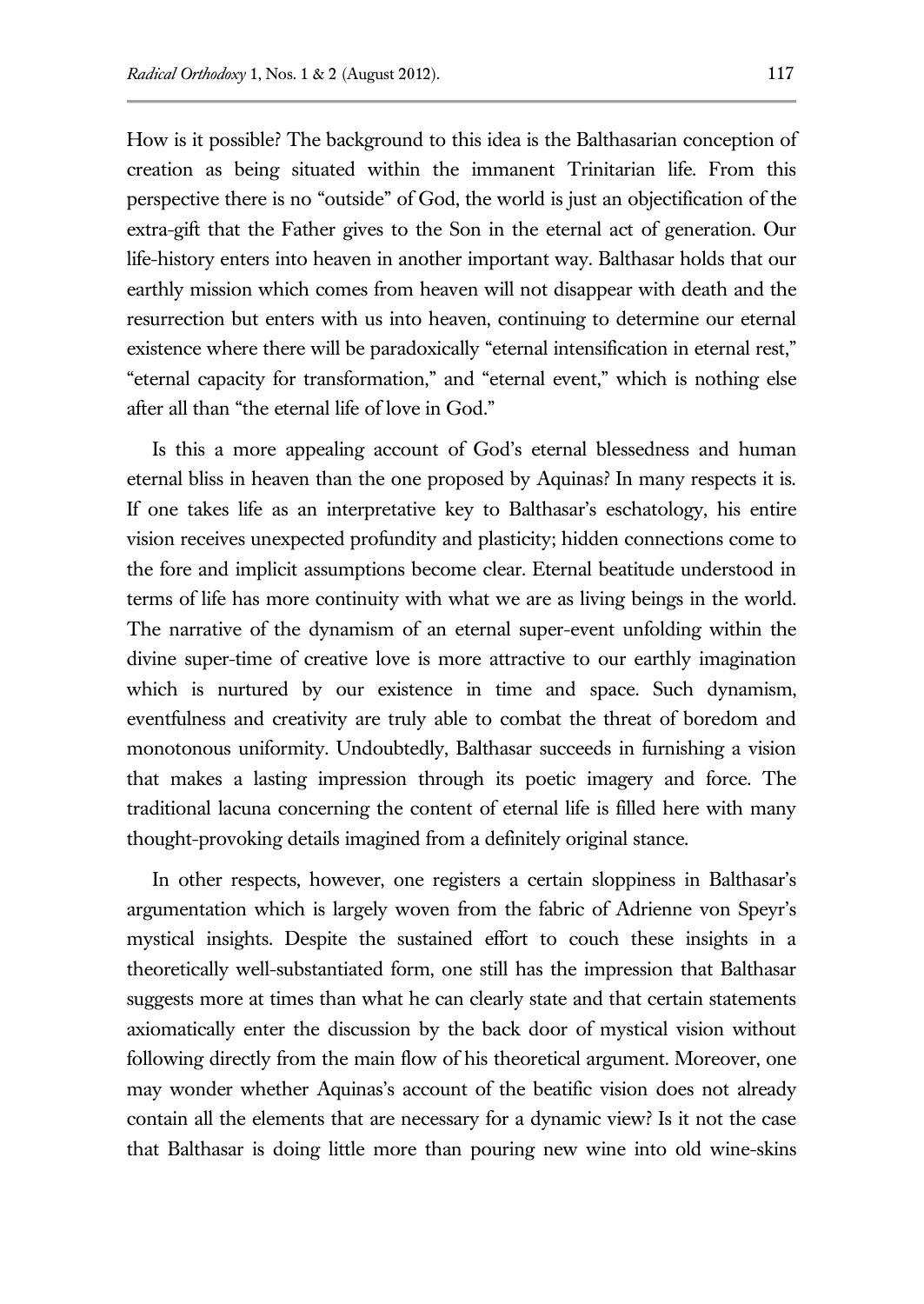How is it possible? The background to this idea is the Balthasarian conception of creation as being situated within the immanent Trinitarian life. From this perspective there is no "outside" of God, the world is just an objectification of the extra-gift that the Father gives to the Son in the eternal act of generation. Our life-history enters into heaven in another important way. Balthasar holds that our earthly mission which comes from heaven will not disappear with death and the resurrection but enters with us into heaven, continuing to determine our eternal existence where there will be paradoxically "eternal intensification in eternal rest," "eternal capacity for transformation," and "eternal event," which is nothing else after all than "the eternal life of love in God."

Is this a more appealing account of God's eternal blessedness and human eternal bliss in heaven than the one proposed by Aquinas? In many respects it is. If one takes life as an interpretative key to Balthasar's eschatology, his entire vision receives unexpected profundity and plasticity; hidden connections come to the fore and implicit assumptions become clear. Eternal beatitude understood in terms of life has more continuity with what we are as living beings in the world. The narrative of the dynamism of an eternal super-event unfolding within the divine super-time of creative love is more attractive to our earthly imagination which is nurtured by our existence in time and space. Such dynamism, eventfulness and creativity are truly able to combat the threat of boredom and monotonous uniformity. Undoubtedly, Balthasar succeeds in furnishing a vision that makes a lasting impression through its poetic imagery and force. The traditional lacuna concerning the content of eternal life is filled here with many thought-provoking details imagined from a definitely original stance.

In other respects, however, one registers a certain sloppiness in Balthasar's argumentation which is largely woven from the fabric of Adrienne von Speyr's mystical insights. Despite the sustained effort to couch these insights in a theoretically well-substantiated form, one still has the impression that Balthasar suggests more at times than what he can clearly state and that certain statements axiomatically enter the discussion by the back door of mystical vision without following directly from the main flow of his theoretical argument. Moreover, one may wonder whether Aquinas's account of the beatific vision does not already contain all the elements that are necessary for a dynamic view? Is it not the case that Balthasar is doing little more than pouring new wine into old wine-skins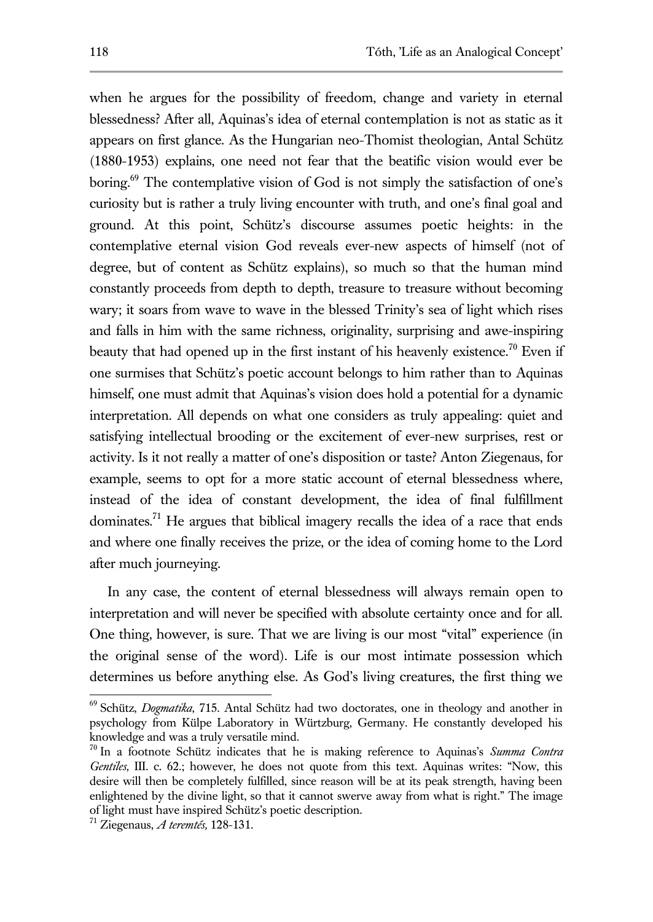when he argues for the possibility of freedom, change and variety in eternal blessedness? After all, Aquinas's idea of eternal contemplation is not as static as it appears on first glance. As the Hungarian neo-Thomist theologian, Antal Schütz (1880-1953) explains, one need not fear that the beatific vision would ever be boring.[69] The contemplative vision of God is not simply the satisfaction of one's curiosity but is rather a truly living encounter with truth, and one's final goal and ground. At this point, Schütz's discourse assumes poetic heights: in the contemplative eternal vision God reveals ever-new aspects of himself (not of degree, but of content as Schütz explains), so much so that the human mind constantly proceeds from depth to depth, treasure to treasure without becoming wary; it soars from wave to wave in the blessed Trinity's sea of light which rises and falls in him with the same richness, originality, surprising and awe-inspiring beauty that had opened up in the first instant of his heavenly existence.[70] Even if one surmises that Schütz's poetic account belongs to him rather than to Aquinas himself, one must admit that Aquinas's vision does hold a potential for a dynamic interpretation. All depends on what one considers as truly appealing: quiet and satisfying intellectual brooding or the excitement of ever-new surprises, rest or activity. Is it not really a matter of one's disposition or taste? Anton Ziegenaus, for example, seems to opt for a more static account of eternal blessedness where, instead of the idea of constant development, the idea of final fulfillment dominates.[71] He argues that biblical imagery recalls the idea of a race that ends and where one finally receives the prize, or the idea of coming home to the Lord after much journeying.

In any case, the content of eternal blessedness will always remain open to interpretation and will never be specified with absolute certainty once and for all. One thing, however, is sure. That we are living is our most "vital" experience (in the original sense of the word). Life is our most intimate possession which determines us before anything else. As God's living creatures, the first thing we

---

[69] Schütz, *Dogmatika*, 715. Antal Schütz had two doctorates, one in theology and another in psychology from Külpe Laboratory in Würtzburg, Germany. He constantly developed his knowledge and was a truly versatile mind.

[70] In a footnote Schütz indicates that he is making reference to Aquinas's *Summa Contra Gentiles,* III. c. 62.; however, he does not quote from this text. Aquinas writes: "Now, this desire will then be completely fulfilled, since reason will be at its peak strength, having been enlightened by the divine light, so that it cannot swerve away from what is right." The image of light must have inspired Schütz's poetic description.

[71] Ziegenaus, *A teremtés,* 128-131.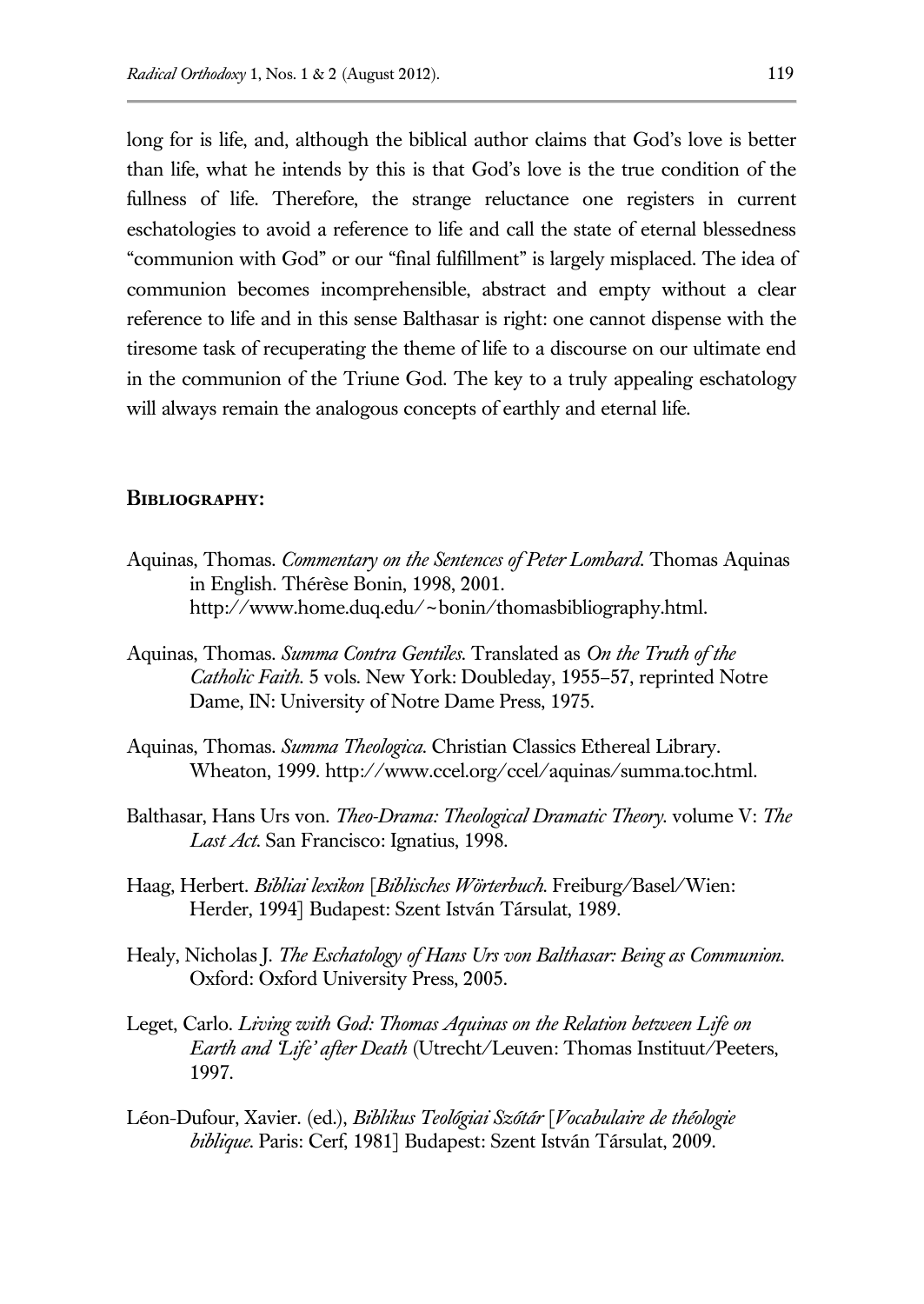long for is life, and, although the biblical author claims that God's love is better than life, what he intends by this is that God's love is the true condition of the fullness of life. Therefore, the strange reluctance one registers in current eschatologies to avoid a reference to life and call the state of eternal blessedness "communion with God" or our "final fulfillment" is largely misplaced. The idea of communion becomes incomprehensible, abstract and empty without a clear reference to life and in this sense Balthasar is right: one cannot dispense with the tiresome task of recuperating the theme of life to a discourse on our ultimate end in the communion of the Triune God. The key to a truly appealing eschatology will always remain the analogous concepts of earthly and eternal life.

## Bibliography:

Aquinas, Thomas. *Commentary on the Sentences of Peter Lombard*. Thomas Aquinas in English. Thérèse Bonin, 1998, 2001. http://www.home.duq.edu/~bonin/thomasbibliography.html.

Aquinas, Thomas. *Summa Contra Gentiles*. Translated as *On the Truth of the Catholic Faith*. 5 vols. New York: Doubleday, 1955–57, reprinted Notre Dame, IN: University of Notre Dame Press, 1975.

Aquinas, Thomas. *Summa Theologica*. Christian Classics Ethereal Library. Wheaton, 1999. http://www.ccel.org/ccel/aquinas/summa.toc.html.

Balthasar, Hans Urs von. *Theo-Drama: Theological Dramatic Theory*. volume V: *The Last Act*. San Francisco: Ignatius, 1998.

Haag, Herbert. *Bibliai lexikon* [*Biblisches Wörterbuch*. Freiburg/Basel/Wien: Herder, 1994] Budapest: Szent István Társulat, 1989.

Healy, Nicholas J. *The Eschatology of Hans Urs von Balthasar: Being as Communion*. Oxford: Oxford University Press, 2005.

Leget, Carlo. *Living with God: Thomas Aquinas on the Relation between Life on Earth and 'Life' after Death* (Utrecht/Leuven: Thomas Instituut/Peeters, 1997.

Léon-Dufour, Xavier. (ed.), *Biblikus Teológiai Szótár* [*Vocabulaire de théologie biblique*. Paris: Cerf, 1981] Budapest: Szent István Társulat, 2009.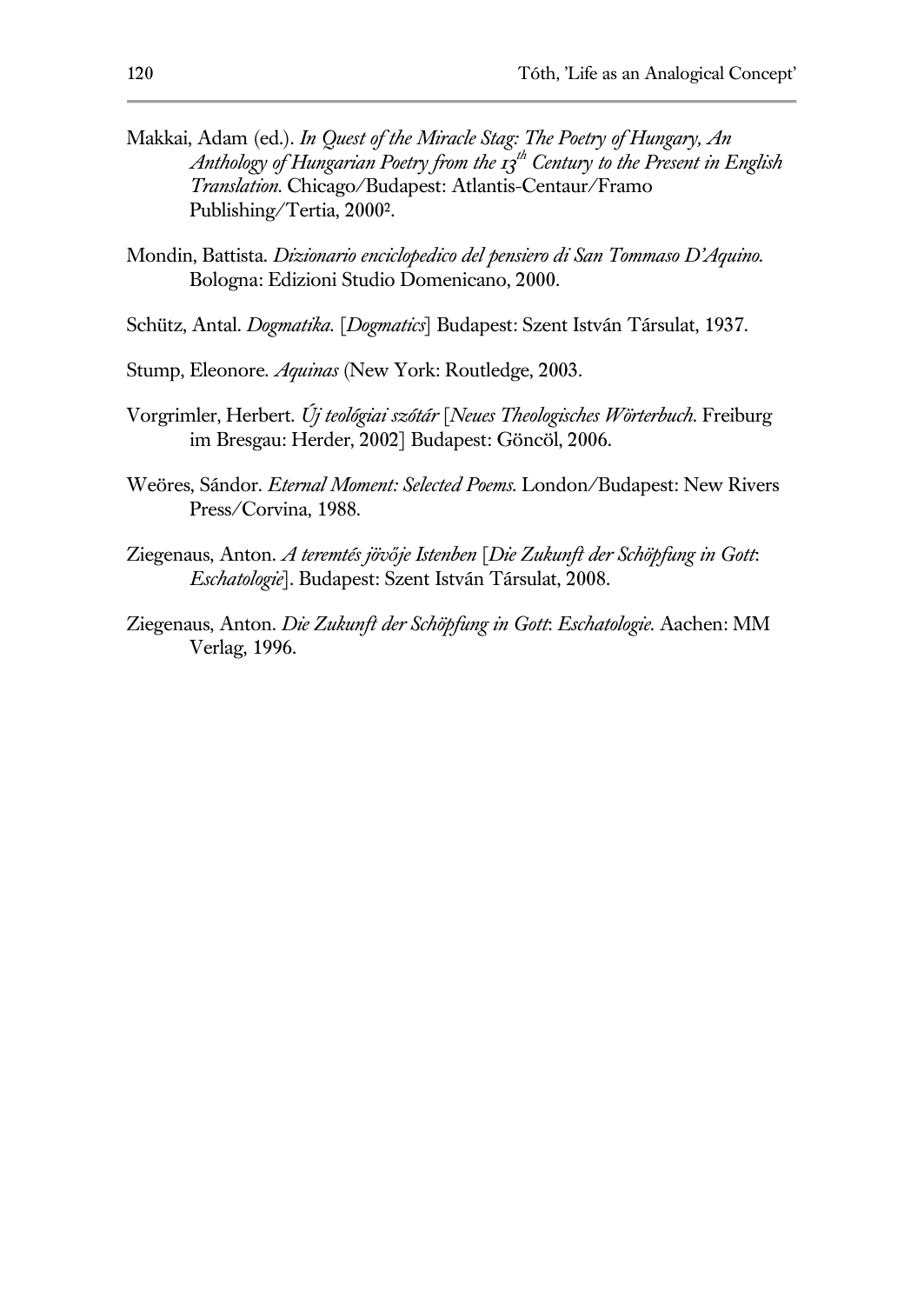Makkai, Adam (ed.). *In Quest of the Miracle Stag: The Poetry of Hungary, An Anthology of Hungarian Poetry from the $13^{th}$ Century to the Present in English Translation.* Chicago/Budapest: Atlantis-Centaur/Framo Publishing/Tertia, 2000².

Mondin, Battista. *Dizionario enciclopedico del pensiero di San Tommaso D'Aquino.* Bologna: Edizioni Studio Domenicano, 2000.

Schütz, Antal. *Dogmatika.* [*Dogmatics*] Budapest: Szent István Társulat, 1937.

Stump, Eleonore. *Aquinas* (New York: Routledge, 2003.

Vorgrimler, Herbert. *Új teológiai szótár* [*Neues Theologisches Wörterbuch.* Freiburg im Bresgau: Herder, 2002] Budapest: Göncöl, 2006.

Weöres, Sándor. *Eternal Moment: Selected Poems.* London/Budapest: New Rivers Press/Corvina, 1988.

Ziegenaus, Anton. *A teremtés jövője Istenben* [*Die Zukunft der Schöpfung in Gott*: *Eschatologie*]. Budapest: Szent István Társulat, 2008.

Ziegenaus, Anton. *Die Zukunft der Schöpfung in Gott*: *Eschatologie.* Aachen: MM Verlag, 1996.